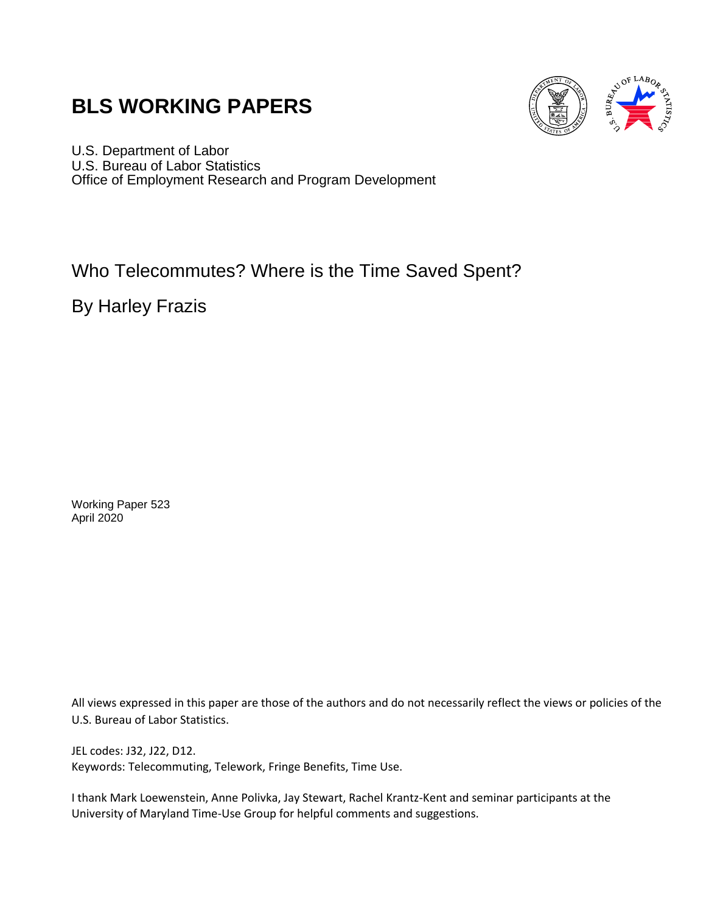# BLS WORKING PAPERS

U.S. Department of Labor
U.S. Bureau of Labor Statistics
Office of Employment Research and Program Development

## Who Telecommutes? Where is the Time Saved Spent?

By Harley Frazis

Working Paper 523
April 2020

All views expressed in this paper are those of the authors and do not necessarily reflect the views or policies of the U.S. Bureau of Labor Statistics.

JEL codes: J32, J22, D12.
Keywords: Telecommuting, Telework, Fringe Benefits, Time Use.

I thank Mark Loewenstein, Anne Polivka, Jay Stewart, Rachel Krantz-Kent and seminar participants at the University of Maryland Time-Use Group for helpful comments and suggestions.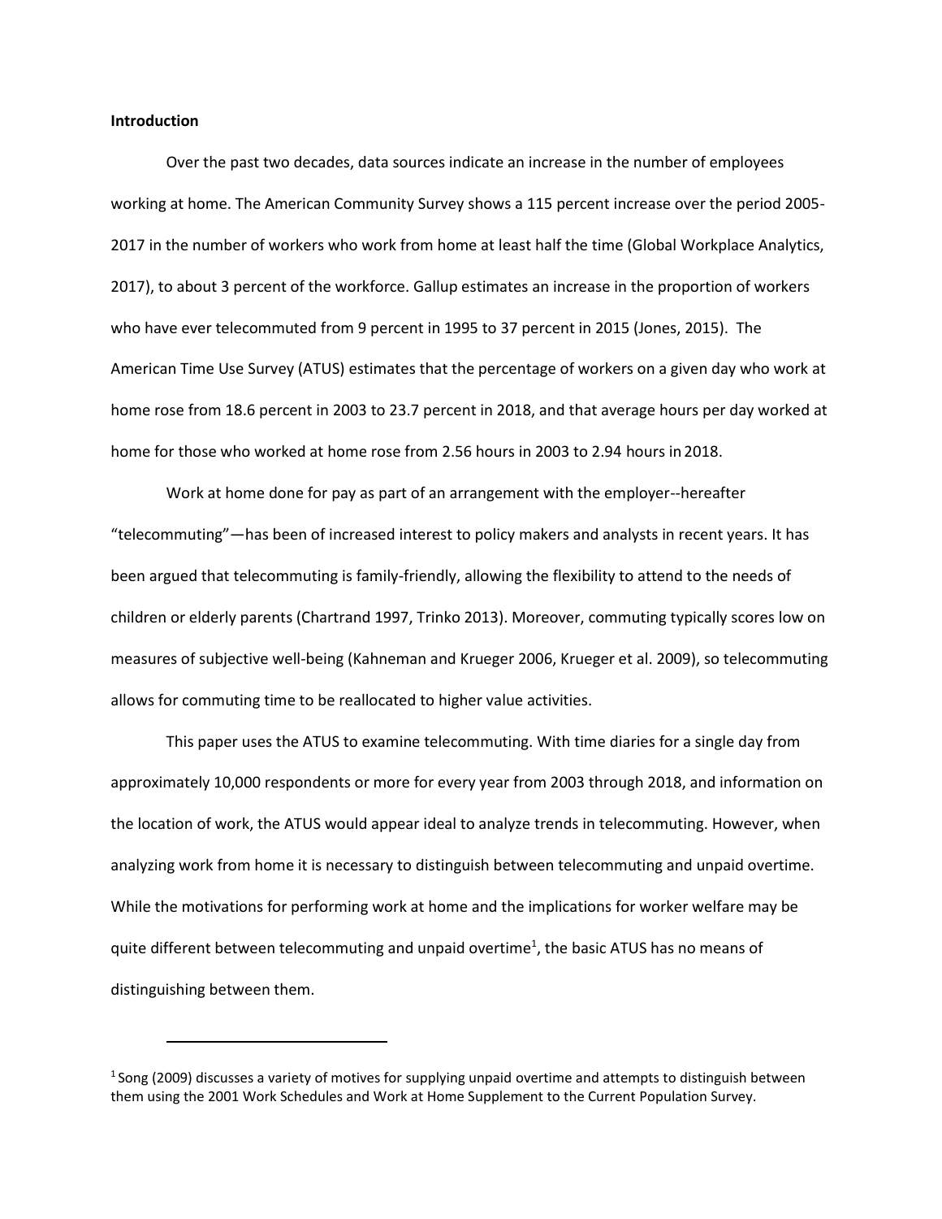**Introduction**

Over the past two decades, data sources indicate an increase in the number of employees working at home. The American Community Survey shows a 115 percent increase over the period 2005-2017 in the number of workers who work from home at least half the time (Global Workplace Analytics, 2017), to about 3 percent of the workforce. Gallup estimates an increase in the proportion of workers who have ever telecommuted from 9 percent in 1995 to 37 percent in 2015 (Jones, 2015). The American Time Use Survey (ATUS) estimates that the percentage of workers on a given day who work at home rose from 18.6 percent in 2003 to 23.7 percent in 2018, and that average hours per day worked at home for those who worked at home rose from 2.56 hours in 2003 to 2.94 hours in 2018.

Work at home done for pay as part of an arrangement with the employer--hereafter "telecommuting"—has been of increased interest to policy makers and analysts in recent years. It has been argued that telecommuting is family-friendly, allowing the flexibility to attend to the needs of children or elderly parents (Chartrand 1997, Trinko 2013). Moreover, commuting typically scores low on measures of subjective well-being (Kahneman and Krueger 2006, Krueger et al. 2009), so telecommuting allows for commuting time to be reallocated to higher value activities.

This paper uses the ATUS to examine telecommuting. With time diaries for a single day from approximately 10,000 respondents or more for every year from 2003 through 2018, and information on the location of work, the ATUS would appear ideal to analyze trends in telecommuting. However, when analyzing work from home it is necessary to distinguish between telecommuting and unpaid overtime. While the motivations for performing work at home and the implications for worker welfare may be quite different between telecommuting and unpaid overtime[1], the basic ATUS has no means of distinguishing between them.

[1] Song (2009) discusses a variety of motives for supplying unpaid overtime and attempts to distinguish between them using the 2001 Work Schedules and Work at Home Supplement to the Current Population Survey.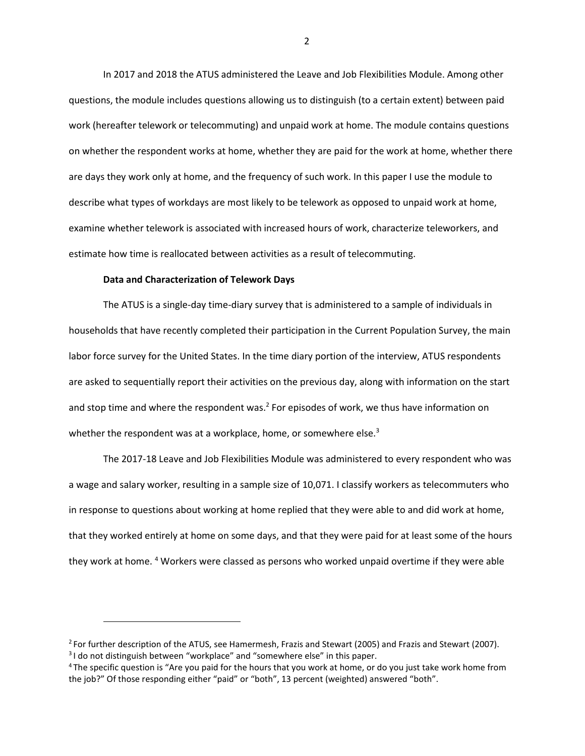In 2017 and 2018 the ATUS administered the Leave and Job Flexibilities Module. Among other questions, the module includes questions allowing us to distinguish (to a certain extent) between paid work (hereafter telework or telecommuting) and unpaid work at home. The module contains questions on whether the respondent works at home, whether they are paid for the work at home, whether there are days they work only at home, and the frequency of such work. In this paper I use the module to describe what types of workdays are most likely to be telework as opposed to unpaid work at home, examine whether telework is associated with increased hours of work, characterize teleworkers, and estimate how time is reallocated between activities as a result of telecommuting.

**Data and Characterization of Telework Days**

The ATUS is a single-day time-diary survey that is administered to a sample of individuals in households that have recently completed their participation in the Current Population Survey, the main labor force survey for the United States. In the time diary portion of the interview, ATUS respondents are asked to sequentially report their activities on the previous day, along with information on the start and stop time and where the respondent was.[2] For episodes of work, we thus have information on whether the respondent was at a workplace, home, or somewhere else.[3]

The 2017-18 Leave and Job Flexibilities Module was administered to every respondent who was a wage and salary worker, resulting in a sample size of 10,071. I classify workers as telecommuters who in response to questions about working at home replied that they were able to and did work at home, that they worked entirely at home on some days, and that they were paid for at least some of the hours they work at home. [4] Workers were classed as persons who worked unpaid overtime if they were able

---

[2] For further description of the ATUS, see Hamermesh, Frazis and Stewart (2005) and Frazis and Stewart (2007).

[3] I do not distinguish between "workplace" and "somewhere else" in this paper.

[4] The specific question is "Are you paid for the hours that you work at home, or do you just take work home from the job?" Of those responding either "paid" or "both", 13 percent (weighted) answered "both".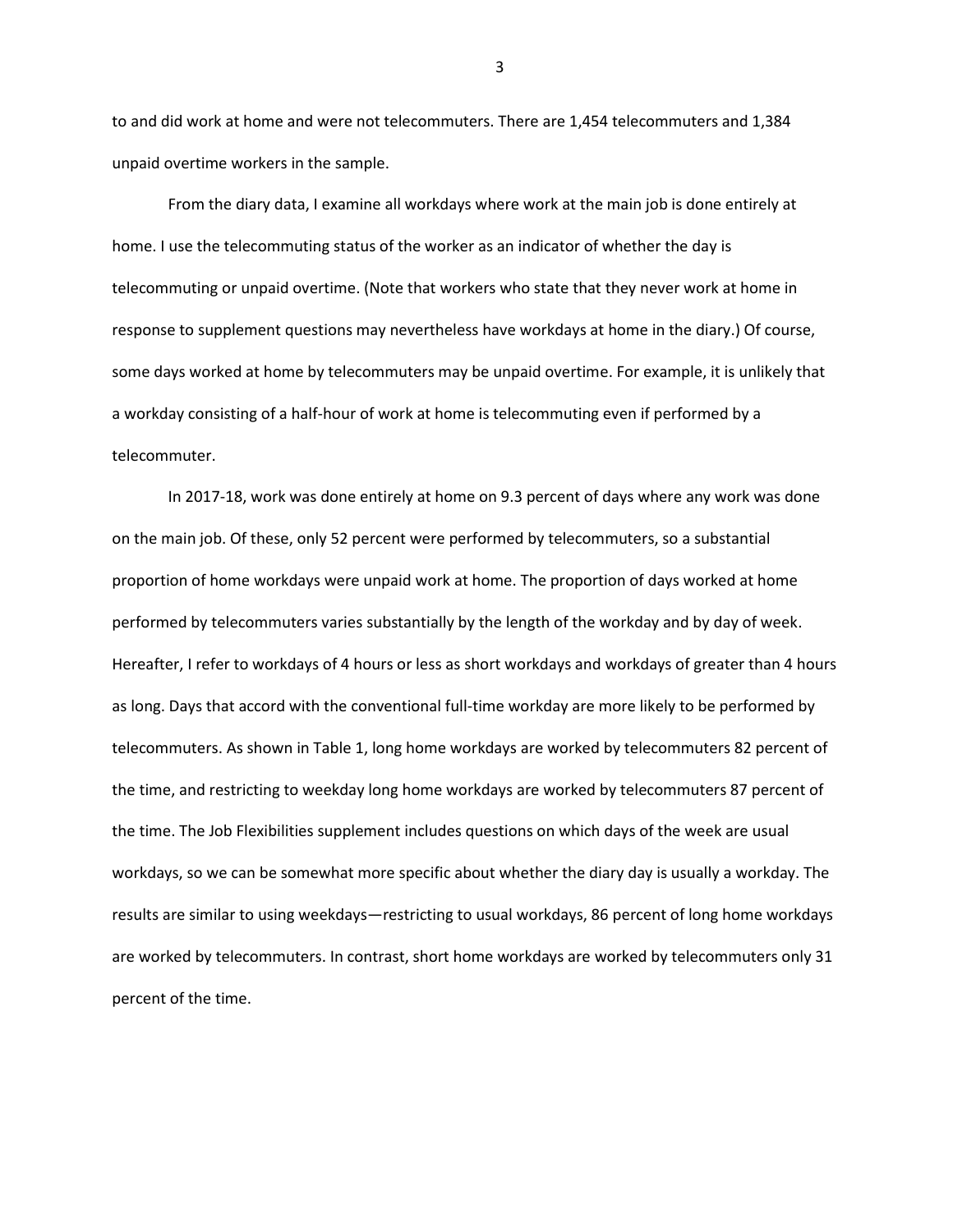to and did work at home and were not telecommuters. There are 1,454 telecommuters and 1,384 unpaid overtime workers in the sample.

From the diary data, I examine all workdays where work at the main job is done entirely at home. I use the telecommuting status of the worker as an indicator of whether the day is telecommuting or unpaid overtime. (Note that workers who state that they never work at home in response to supplement questions may nevertheless have workdays at home in the diary.) Of course, some days worked at home by telecommuters may be unpaid overtime. For example, it is unlikely that a workday consisting of a half-hour of work at home is telecommuting even if performed by a telecommuter.

In 2017-18, work was done entirely at home on 9.3 percent of days where any work was done on the main job. Of these, only 52 percent were performed by telecommuters, so a substantial proportion of home workdays were unpaid work at home. The proportion of days worked at home performed by telecommuters varies substantially by the length of the workday and by day of week. Hereafter, I refer to workdays of 4 hours or less as short workdays and workdays of greater than 4 hours as long. Days that accord with the conventional full-time workday are more likely to be performed by telecommuters. As shown in Table 1, long home workdays are worked by telecommuters 82 percent of the time, and restricting to weekday long home workdays are worked by telecommuters 87 percent of the time. The Job Flexibilities supplement includes questions on which days of the week are usual workdays, so we can be somewhat more specific about whether the diary day is usually a workday. The results are similar to using weekdays—restricting to usual workdays, 86 percent of long home workdays are worked by telecommuters. In contrast, short home workdays are worked by telecommuters only 31 percent of the time.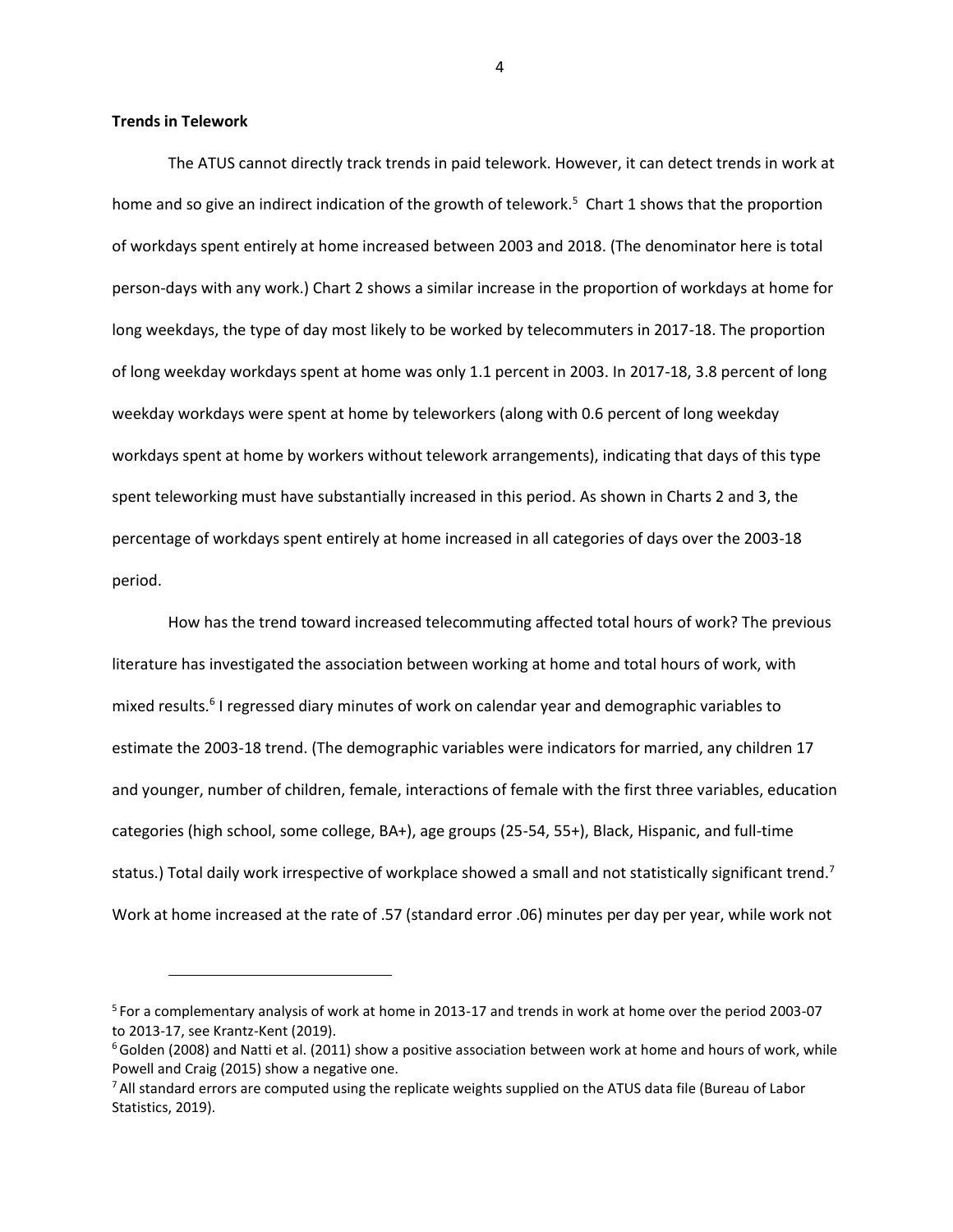**Trends in Telework**

The ATUS cannot directly track trends in paid telework. However, it can detect trends in work at home and so give an indirect indication of the growth of telework.[5] Chart 1 shows that the proportion of workdays spent entirely at home increased between 2003 and 2018. (The denominator here is total person-days with any work.) Chart 2 shows a similar increase in the proportion of workdays at home for long weekdays, the type of day most likely to be worked by telecommuters in 2017-18. The proportion of long weekday workdays spent at home was only 1.1 percent in 2003. In 2017-18, 3.8 percent of long weekday workdays were spent at home by teleworkers (along with 0.6 percent of long weekday workdays spent at home by workers without telework arrangements), indicating that days of this type spent teleworking must have substantially increased in this period. As shown in Charts 2 and 3, the percentage of workdays spent entirely at home increased in all categories of days over the 2003-18 period.

How has the trend toward increased telecommuting affected total hours of work? The previous literature has investigated the association between working at home and total hours of work, with mixed results.[6] I regressed diary minutes of work on calendar year and demographic variables to estimate the 2003-18 trend. (The demographic variables were indicators for married, any children 17 and younger, number of children, female, interactions of female with the first three variables, education categories (high school, some college, BA+), age groups (25-54, 55+), Black, Hispanic, and full-time status.) Total daily work irrespective of workplace showed a small and not statistically significant trend.[7] Work at home increased at the rate of .57 (standard error .06) minutes per day per year, while work not

---

[5] For a complementary analysis of work at home in 2013-17 and trends in work at home over the period 2003-07 to 2013-17, see Krantz-Kent (2019).

[6] Golden (2008) and Natti et al. (2011) show a positive association between work at home and hours of work, while Powell and Craig (2015) show a negative one.

[7] All standard errors are computed using the replicate weights supplied on the ATUS data file (Bureau of Labor Statistics, 2019).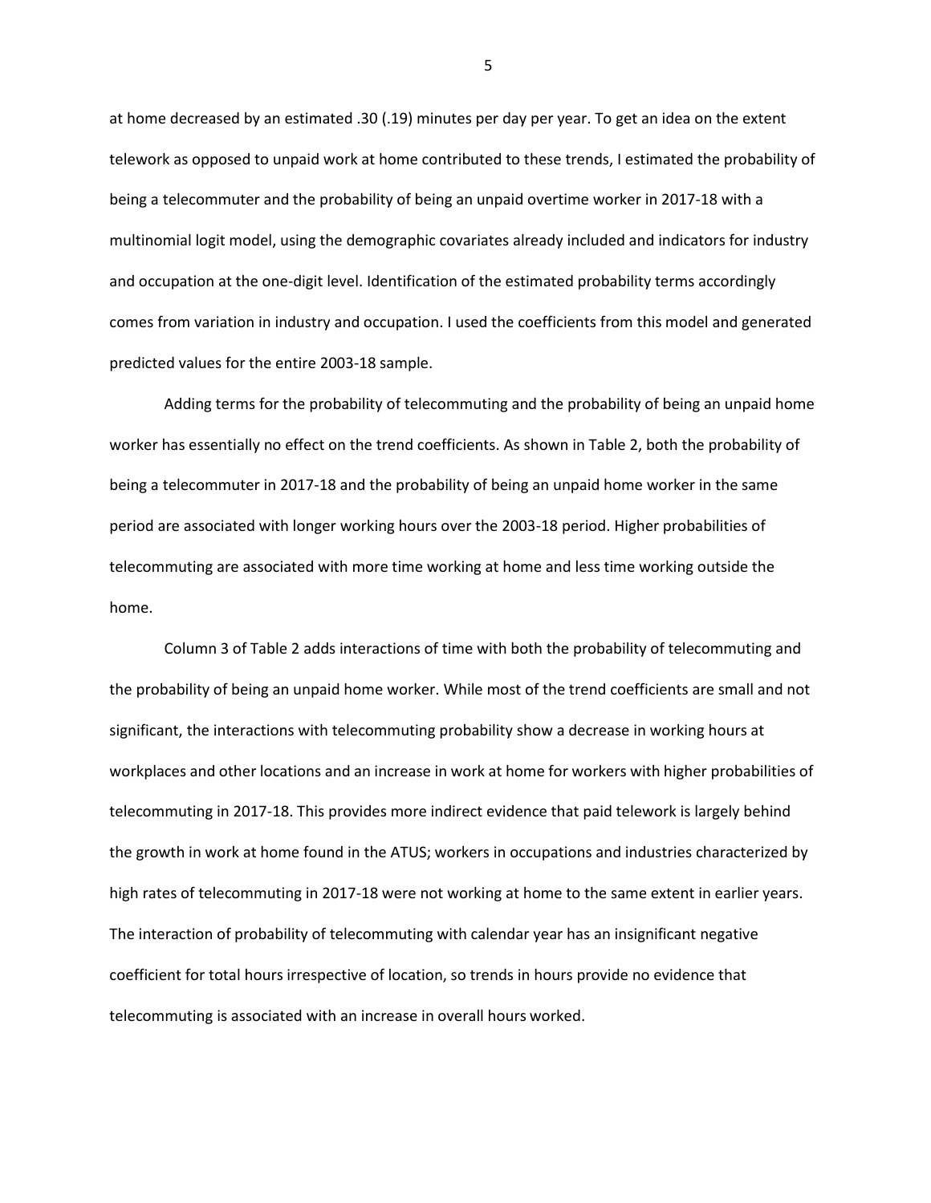at home decreased by an estimated .30 (.19) minutes per day per year. To get an idea on the extent telework as opposed to unpaid work at home contributed to these trends, I estimated the probability of being a telecommuter and the probability of being an unpaid overtime worker in 2017-18 with a multinomial logit model, using the demographic covariates already included and indicators for industry and occupation at the one-digit level. Identification of the estimated probability terms accordingly comes from variation in industry and occupation. I used the coefficients from this model and generated predicted values for the entire 2003-18 sample.

Adding terms for the probability of telecommuting and the probability of being an unpaid home worker has essentially no effect on the trend coefficients. As shown in Table 2, both the probability of being a telecommuter in 2017-18 and the probability of being an unpaid home worker in the same period are associated with longer working hours over the 2003-18 period. Higher probabilities of telecommuting are associated with more time working at home and less time working outside the home.

Column 3 of Table 2 adds interactions of time with both the probability of telecommuting and the probability of being an unpaid home worker. While most of the trend coefficients are small and not significant, the interactions with telecommuting probability show a decrease in working hours at workplaces and other locations and an increase in work at home for workers with higher probabilities of telecommuting in 2017-18. This provides more indirect evidence that paid telework is largely behind the growth in work at home found in the ATUS; workers in occupations and industries characterized by high rates of telecommuting in 2017-18 were not working at home to the same extent in earlier years. The interaction of probability of telecommuting with calendar year has an insignificant negative coefficient for total hours irrespective of location, so trends in hours provide no evidence that telecommuting is associated with an increase in overall hours worked.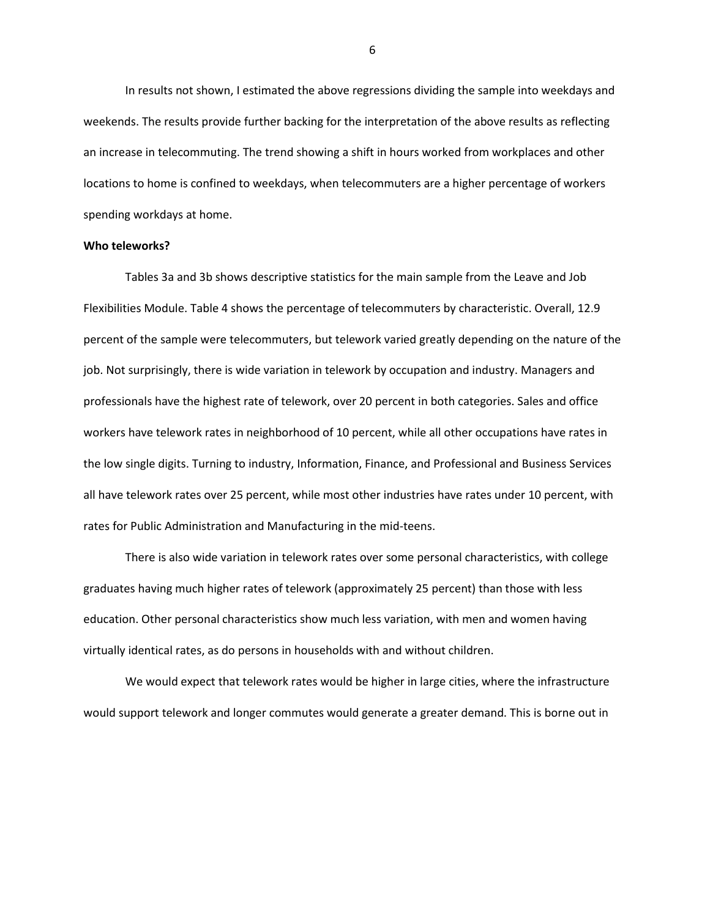In results not shown, I estimated the above regressions dividing the sample into weekdays and weekends. The results provide further backing for the interpretation of the above results as reflecting an increase in telecommuting. The trend showing a shift in hours worked from workplaces and other locations to home is confined to weekdays, when telecommuters are a higher percentage of workers spending workdays at home.

**Who teleworks?**

Tables 3a and 3b shows descriptive statistics for the main sample from the Leave and Job Flexibilities Module. Table 4 shows the percentage of telecommuters by characteristic. Overall, 12.9 percent of the sample were telecommuters, but telework varied greatly depending on the nature of the job. Not surprisingly, there is wide variation in telework by occupation and industry. Managers and professionals have the highest rate of telework, over 20 percent in both categories. Sales and office workers have telework rates in neighborhood of 10 percent, while all other occupations have rates in the low single digits. Turning to industry, Information, Finance, and Professional and Business Services all have telework rates over 25 percent, while most other industries have rates under 10 percent, with rates for Public Administration and Manufacturing in the mid-teens.

There is also wide variation in telework rates over some personal characteristics, with college graduates having much higher rates of telework (approximately 25 percent) than those with less education. Other personal characteristics show much less variation, with men and women having virtually identical rates, as do persons in households with and without children.

We would expect that telework rates would be higher in large cities, where the infrastructure would support telework and longer commutes would generate a greater demand. This is borne out in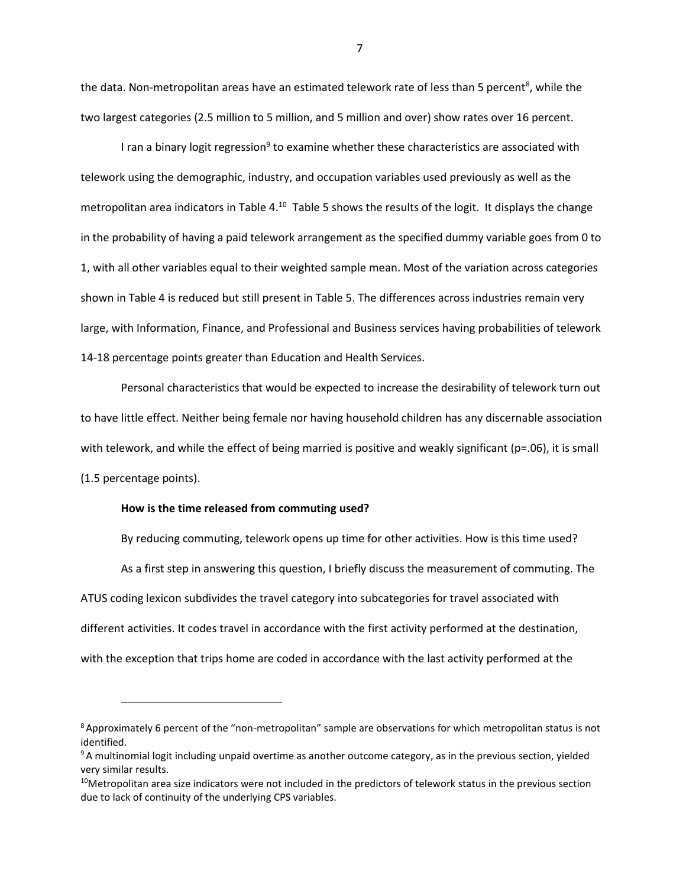the data. Non-metropolitan areas have an estimated telework rate of less than 5 percent[8], while the two largest categories (2.5 million to 5 million, and 5 million and over) show rates over 16 percent.

I ran a binary logit regression[9] to examine whether these characteristics are associated with telework using the demographic, industry, and occupation variables used previously as well as the metropolitan area indicators in Table 4.[10] Table 5 shows the results of the logit. It displays the change in the probability of having a paid telework arrangement as the specified dummy variable goes from 0 to 1, with all other variables equal to their weighted sample mean. Most of the variation across categories shown in Table 4 is reduced but still present in Table 5. The differences across industries remain very large, with Information, Finance, and Professional and Business services having probabilities of telework 14-18 percentage points greater than Education and Health Services.

Personal characteristics that would be expected to increase the desirability of telework turn out to have little effect. Neither being female nor having household children has any discernable association with telework, and while the effect of being married is positive and weakly significant ($p=.06$), it is small (1.5 percentage points).

**How is the time released from commuting used?**

By reducing commuting, telework opens up time for other activities. How is this time used?

As a first step in answering this question, I briefly discuss the measurement of commuting. The ATUS coding lexicon subdivides the travel category into subcategories for travel associated with different activities. It codes travel in accordance with the first activity performed at the destination, with the exception that trips home are coded in accordance with the last activity performed at the

---

[8] Approximately 6 percent of the "non-metropolitan" sample are observations for which metropolitan status is not identified.

[9] A multinomial logit including unpaid overtime as another outcome category, as in the previous section, yielded very similar results.

[10] Metropolitan area size indicators were not included in the predictors of telework status in the previous section due to lack of continuity of the underlying CPS variables.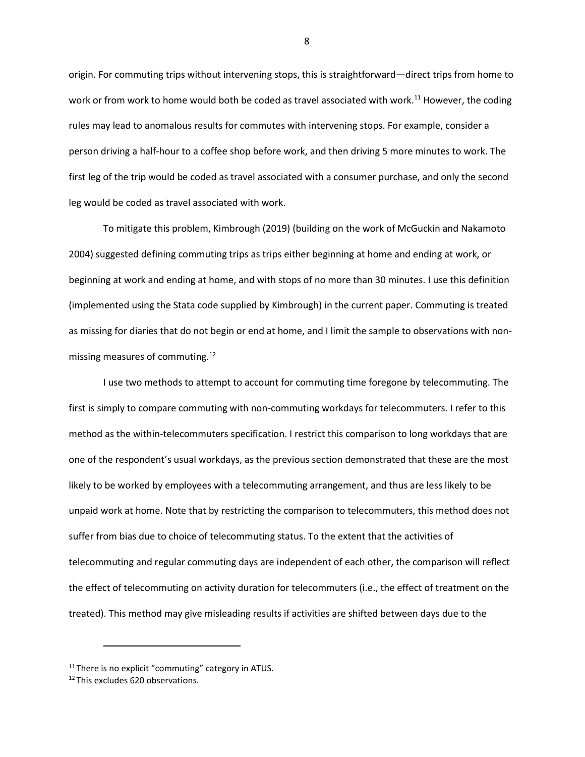origin. For commuting trips without intervening stops, this is straightforward—direct trips from home to work or from work to home would both be coded as travel associated with work.[11] However, the coding rules may lead to anomalous results for commutes with intervening stops. For example, consider a person driving a half-hour to a coffee shop before work, and then driving 5 more minutes to work. The first leg of the trip would be coded as travel associated with a consumer purchase, and only the second leg would be coded as travel associated with work.

To mitigate this problem, Kimbrough (2019) (building on the work of McGuckin and Nakamoto 2004) suggested defining commuting trips as trips either beginning at home and ending at work, or beginning at work and ending at home, and with stops of no more than 30 minutes. I use this definition (implemented using the Stata code supplied by Kimbrough) in the current paper. Commuting is treated as missing for diaries that do not begin or end at home, and I limit the sample to observations with non-missing measures of commuting.[12]

I use two methods to attempt to account for commuting time foregone by telecommuting. The first is simply to compare commuting with non-commuting workdays for telecommuters. I refer to this method as the within-telecommuters specification. I restrict this comparison to long workdays that are one of the respondent's usual workdays, as the previous section demonstrated that these are the most likely to be worked by employees with a telecommuting arrangement, and thus are less likely to be unpaid work at home. Note that by restricting the comparison to telecommuters, this method does not suffer from bias due to choice of telecommuting status. To the extent that the activities of telecommuting and regular commuting days are independent of each other, the comparison will reflect the effect of telecommuting on activity duration for telecommuters (i.e., the effect of treatment on the treated). This method may give misleading results if activities are shifted between days due to the

[11] There is no explicit "commuting" category in ATUS.

[12] This excludes 620 observations.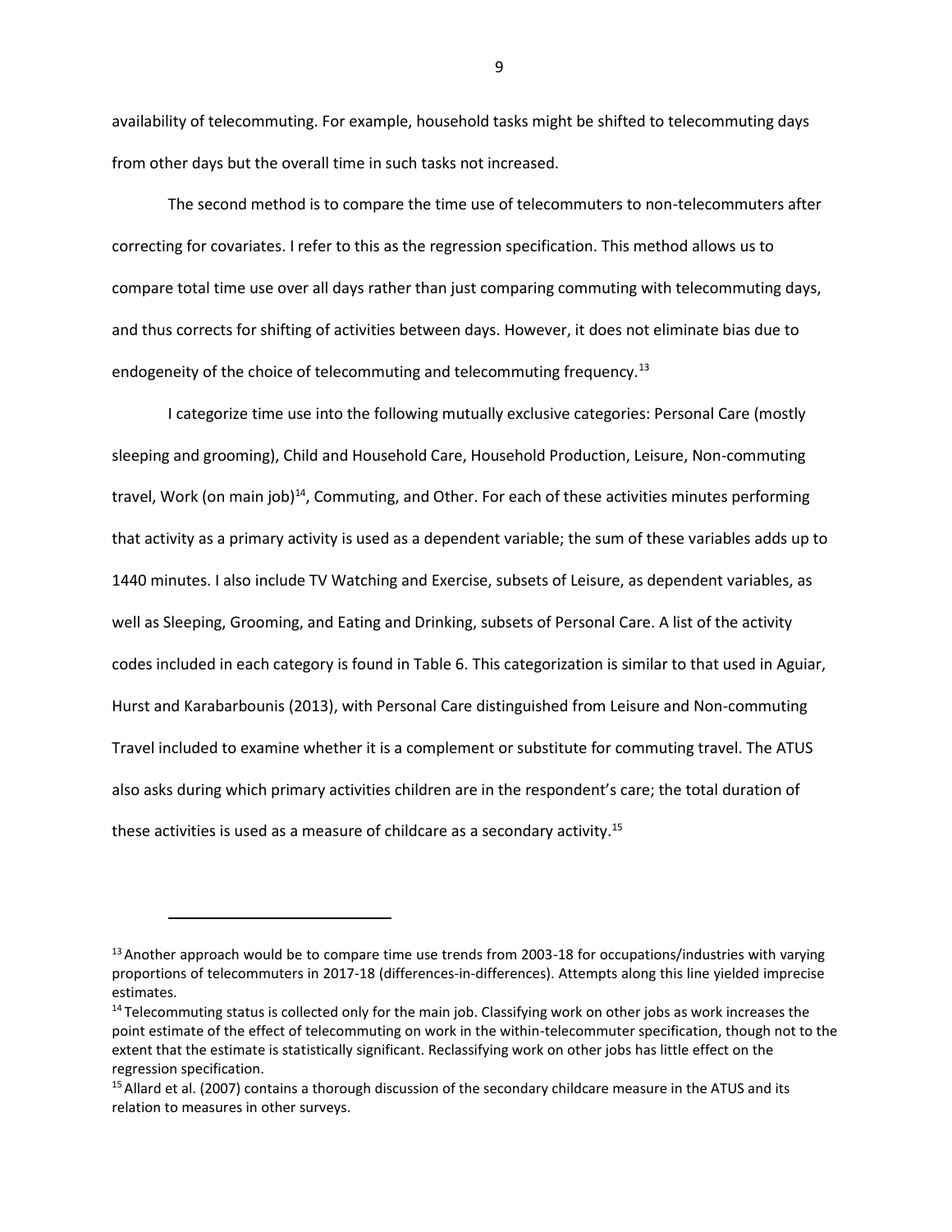availability of telecommuting. For example, household tasks might be shifted to telecommuting days from other days but the overall time in such tasks not increased.

The second method is to compare the time use of telecommuters to non-telecommuters after correcting for covariates. I refer to this as the regression specification. This method allows us to compare total time use over all days rather than just comparing commuting with telecommuting days, and thus corrects for shifting of activities between days. However, it does not eliminate bias due to endogeneity of the choice of telecommuting and telecommuting frequency.[13]

I categorize time use into the following mutually exclusive categories: Personal Care (mostly sleeping and grooming), Child and Household Care, Household Production, Leisure, Non-commuting travel, Work (on main job)[14], Commuting, and Other. For each of these activities minutes performing that activity as a primary activity is used as a dependent variable; the sum of these variables adds up to 1440 minutes. I also include TV Watching and Exercise, subsets of Leisure, as dependent variables, as well as Sleeping, Grooming, and Eating and Drinking, subsets of Personal Care. A list of the activity codes included in each category is found in Table 6. This categorization is similar to that used in Aguiar, Hurst and Karabarbounis (2013), with Personal Care distinguished from Leisure and Non-commuting Travel included to examine whether it is a complement or substitute for commuting travel. The ATUS also asks during which primary activities children are in the respondent's care; the total duration of these activities is used as a measure of childcare as a secondary activity.[15]

---

[13] Another approach would be to compare time use trends from 2003-18 for occupations/industries with varying proportions of telecommuters in 2017-18 (differences-in-differences). Attempts along this line yielded imprecise estimates.

[14] Telecommuting status is collected only for the main job. Classifying work on other jobs as work increases the point estimate of the effect of telecommuting on work in the within-telecommuter specification, though not to the extent that the estimate is statistically significant. Reclassifying work on other jobs has little effect on the regression specification.

[15] Allard et al. (2007) contains a thorough discussion of the secondary childcare measure in the ATUS and its relation to measures in other surveys.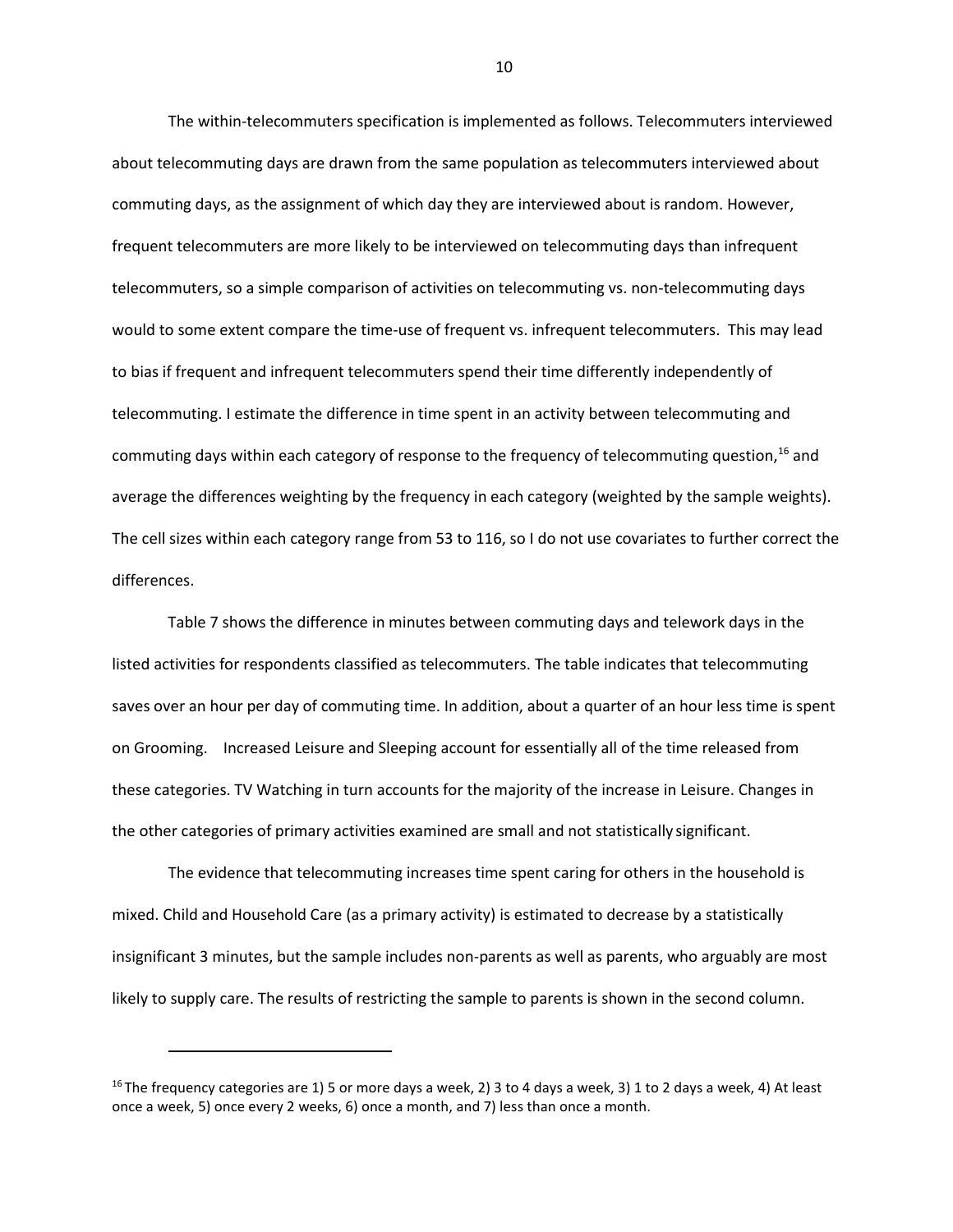The within-telecommuters specification is implemented as follows. Telecommuters interviewed about telecommuting days are drawn from the same population as telecommuters interviewed about commuting days, as the assignment of which day they are interviewed about is random. However, frequent telecommuters are more likely to be interviewed on telecommuting days than infrequent telecommuters, so a simple comparison of activities on telecommuting vs. non-telecommuting days would to some extent compare the time-use of frequent vs. infrequent telecommuters. This may lead to bias if frequent and infrequent telecommuters spend their time differently independently of telecommuting. I estimate the difference in time spent in an activity between telecommuting and commuting days within each category of response to the frequency of telecommuting question,[16] and average the differences weighting by the frequency in each category (weighted by the sample weights). The cell sizes within each category range from 53 to 116, so I do not use covariates to further correct the differences.

Table 7 shows the difference in minutes between commuting days and telework days in the listed activities for respondents classified as telecommuters. The table indicates that telecommuting saves over an hour per day of commuting time. In addition, about a quarter of an hour less time is spent on Grooming. Increased Leisure and Sleeping account for essentially all of the time released from these categories. TV Watching in turn accounts for the majority of the increase in Leisure. Changes in the other categories of primary activities examined are small and not statistically significant.

The evidence that telecommuting increases time spent caring for others in the household is mixed. Child and Household Care (as a primary activity) is estimated to decrease by a statistically insignificant 3 minutes, but the sample includes non-parents as well as parents, who arguably are most likely to supply care. The results of restricting the sample to parents is shown in the second column.

[16] The frequency categories are 1) 5 or more days a week, 2) 3 to 4 days a week, 3) 1 to 2 days a week, 4) At least once a week, 5) once every 2 weeks, 6) once a month, and 7) less than once a month.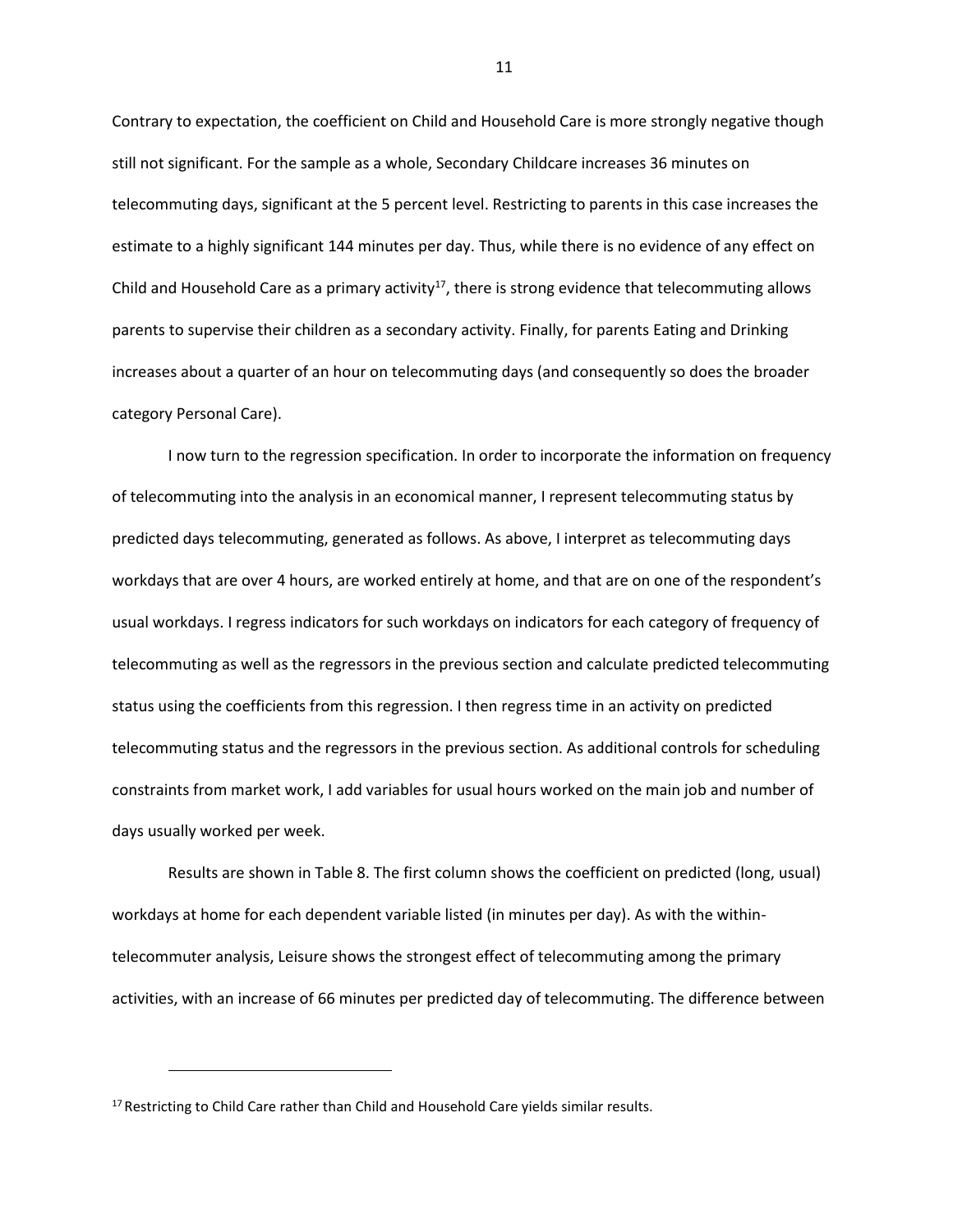Contrary to expectation, the coefficient on Child and Household Care is more strongly negative though still not significant. For the sample as a whole, Secondary Childcare increases 36 minutes on telecommuting days, significant at the 5 percent level. Restricting to parents in this case increases the estimate to a highly significant 144 minutes per day. Thus, while there is no evidence of any effect on Child and Household Care as a primary activity[17], there is strong evidence that telecommuting allows parents to supervise their children as a secondary activity. Finally, for parents Eating and Drinking increases about a quarter of an hour on telecommuting days (and consequently so does the broader category Personal Care).

I now turn to the regression specification. In order to incorporate the information on frequency of telecommuting into the analysis in an economical manner, I represent telecommuting status by predicted days telecommuting, generated as follows. As above, I interpret as telecommuting days workdays that are over 4 hours, are worked entirely at home, and that are on one of the respondent's usual workdays. I regress indicators for such workdays on indicators for each category of frequency of telecommuting as well as the regressors in the previous section and calculate predicted telecommuting status using the coefficients from this regression. I then regress time in an activity on predicted telecommuting status and the regressors in the previous section. As additional controls for scheduling constraints from market work, I add variables for usual hours worked on the main job and number of days usually worked per week.

Results are shown in Table 8. The first column shows the coefficient on predicted (long, usual) workdays at home for each dependent variable listed (in minutes per day). As with the within-telecommuter analysis, Leisure shows the strongest effect of telecommuting among the primary activities, with an increase of 66 minutes per predicted day of telecommuting. The difference between

[17] Restricting to Child Care rather than Child and Household Care yields similar results.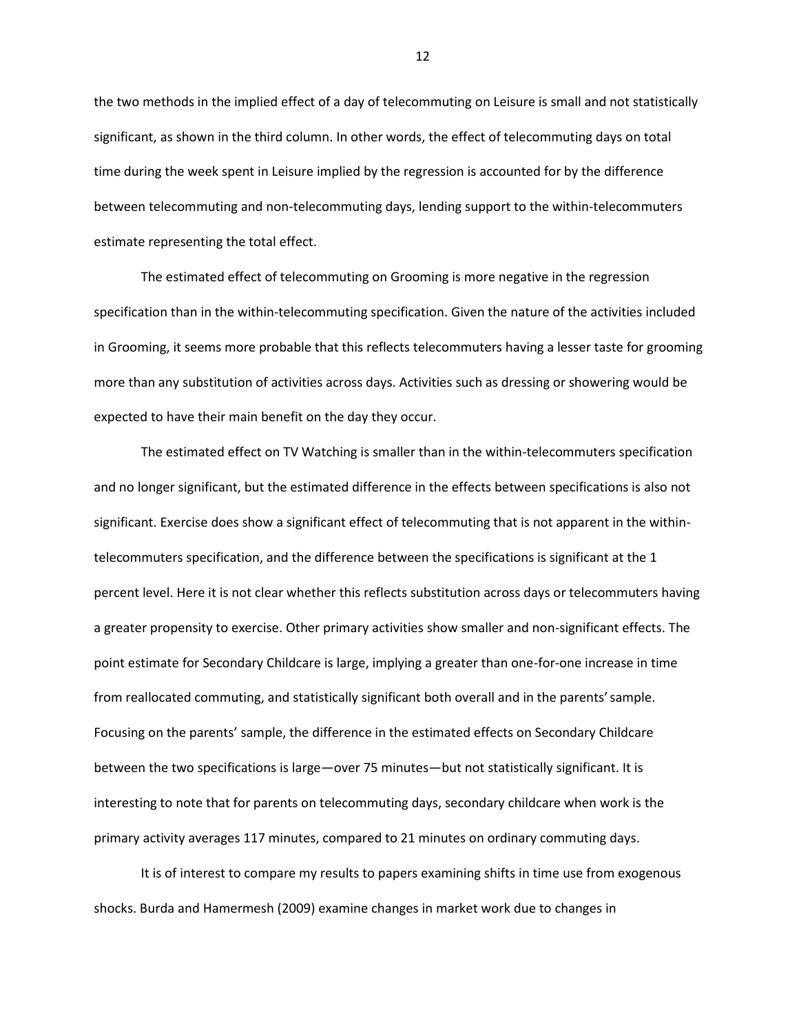the two methods in the implied effect of a day of telecommuting on Leisure is small and not statistically significant, as shown in the third column. In other words, the effect of telecommuting days on total time during the week spent in Leisure implied by the regression is accounted for by the difference between telecommuting and non-telecommuting days, lending support to the within-telecommuters estimate representing the total effect.

The estimated effect of telecommuting on Grooming is more negative in the regression specification than in the within-telecommuting specification. Given the nature of the activities included in Grooming, it seems more probable that this reflects telecommuters having a lesser taste for grooming more than any substitution of activities across days. Activities such as dressing or showering would be expected to have their main benefit on the day they occur.

The estimated effect on TV Watching is smaller than in the within-telecommuters specification and no longer significant, but the estimated difference in the effects between specifications is also not significant. Exercise does show a significant effect of telecommuting that is not apparent in the within-telecommuters specification, and the difference between the specifications is significant at the 1 percent level. Here it is not clear whether this reflects substitution across days or telecommuters having a greater propensity to exercise. Other primary activities show smaller and non-significant effects. The point estimate for Secondary Childcare is large, implying a greater than one-for-one increase in time from reallocated commuting, and statistically significant both overall and in the parents' sample. Focusing on the parents' sample, the difference in the estimated effects on Secondary Childcare between the two specifications is large—over 75 minutes—but not statistically significant. It is interesting to note that for parents on telecommuting days, secondary childcare when work is the primary activity averages 117 minutes, compared to 21 minutes on ordinary commuting days.

It is of interest to compare my results to papers examining shifts in time use from exogenous shocks. Burda and Hamermesh (2009) examine changes in market work due to changes in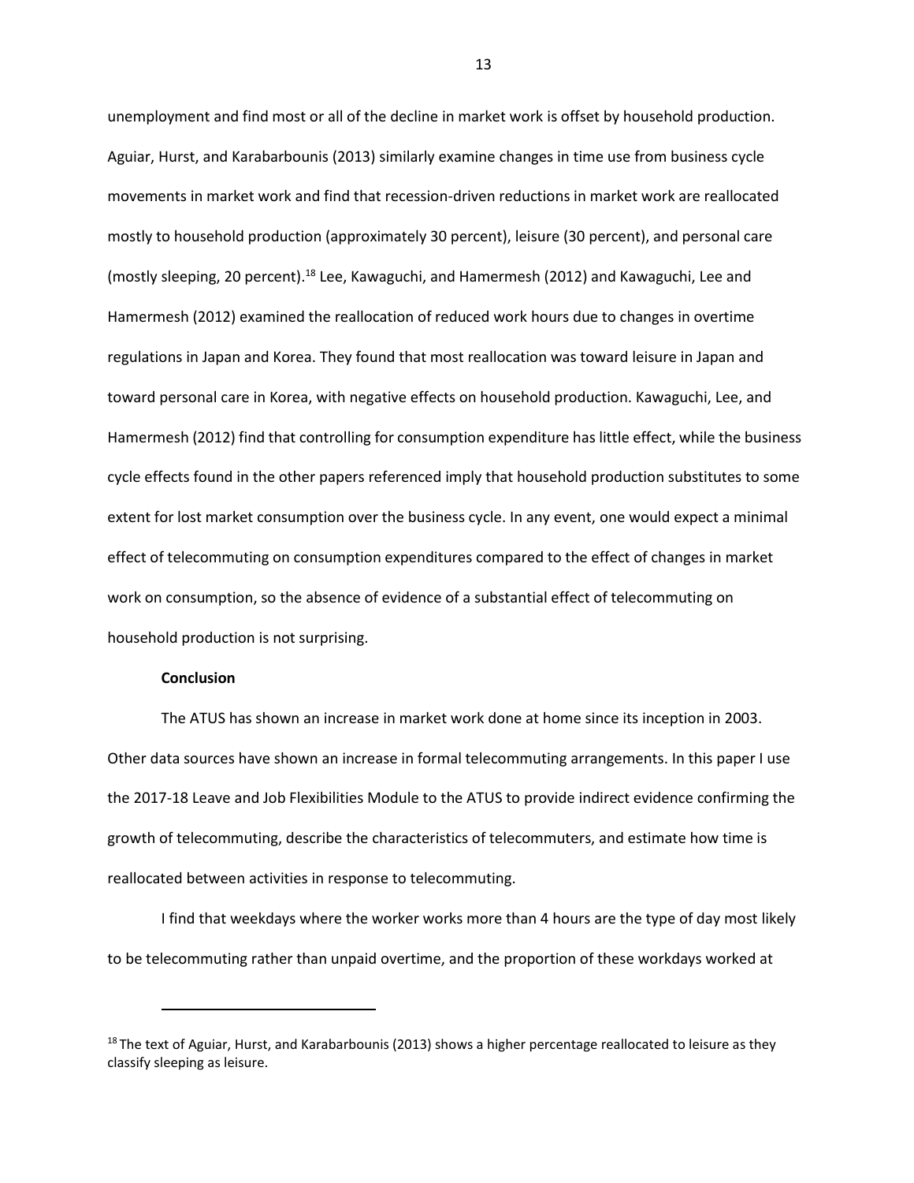unemployment and find most or all of the decline in market work is offset by household production. Aguiar, Hurst, and Karabarbounis (2013) similarly examine changes in time use from business cycle movements in market work and find that recession-driven reductions in market work are reallocated mostly to household production (approximately 30 percent), leisure (30 percent), and personal care (mostly sleeping, 20 percent).[18] Lee, Kawaguchi, and Hamermesh (2012) and Kawaguchi, Lee and Hamermesh (2012) examined the reallocation of reduced work hours due to changes in overtime regulations in Japan and Korea. They found that most reallocation was toward leisure in Japan and toward personal care in Korea, with negative effects on household production. Kawaguchi, Lee, and Hamermesh (2012) find that controlling for consumption expenditure has little effect, while the business cycle effects found in the other papers referenced imply that household production substitutes to some extent for lost market consumption over the business cycle. In any event, one would expect a minimal effect of telecommuting on consumption expenditures compared to the effect of changes in market work on consumption, so the absence of evidence of a substantial effect of telecommuting on household production is not surprising.

**Conclusion**

The ATUS has shown an increase in market work done at home since its inception in 2003. Other data sources have shown an increase in formal telecommuting arrangements. In this paper I use the 2017-18 Leave and Job Flexibilities Module to the ATUS to provide indirect evidence confirming the growth of telecommuting, describe the characteristics of telecommuters, and estimate how time is reallocated between activities in response to telecommuting.

I find that weekdays where the worker works more than 4 hours are the type of day most likely to be telecommuting rather than unpaid overtime, and the proportion of these workdays worked at

[18] The text of Aguiar, Hurst, and Karabarbounis (2013) shows a higher percentage reallocated to leisure as they classify sleeping as leisure.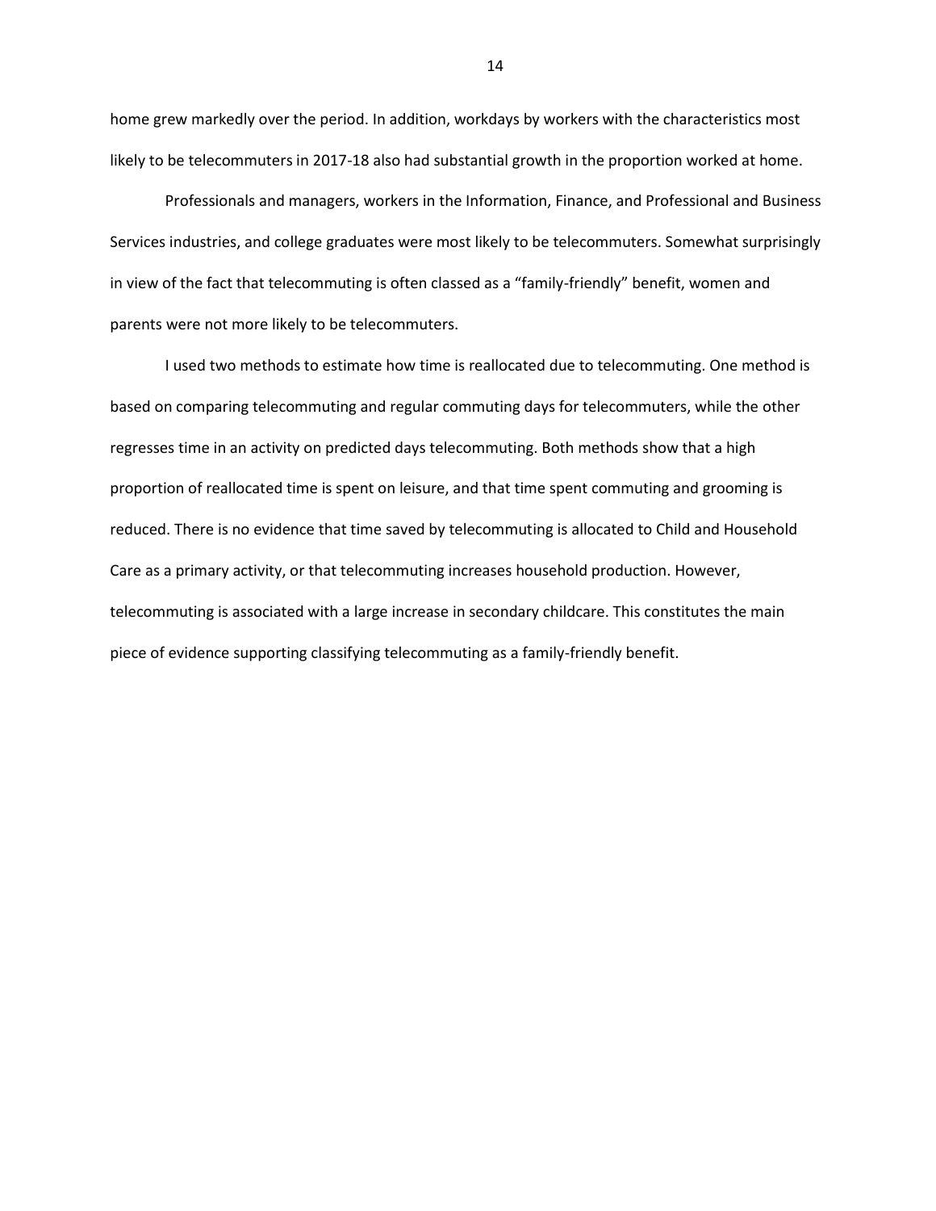home grew markedly over the period. In addition, workdays by workers with the characteristics most likely to be telecommuters in 2017-18 also had substantial growth in the proportion worked at home.

Professionals and managers, workers in the Information, Finance, and Professional and Business Services industries, and college graduates were most likely to be telecommuters. Somewhat surprisingly in view of the fact that telecommuting is often classed as a "family-friendly" benefit, women and parents were not more likely to be telecommuters.

I used two methods to estimate how time is reallocated due to telecommuting. One method is based on comparing telecommuting and regular commuting days for telecommuters, while the other regresses time in an activity on predicted days telecommuting. Both methods show that a high proportion of reallocated time is spent on leisure, and that time spent commuting and grooming is reduced. There is no evidence that time saved by telecommuting is allocated to Child and Household Care as a primary activity, or that telecommuting increases household production. However, telecommuting is associated with a large increase in secondary childcare. This constitutes the main piece of evidence supporting classifying telecommuting as a family-friendly benefit.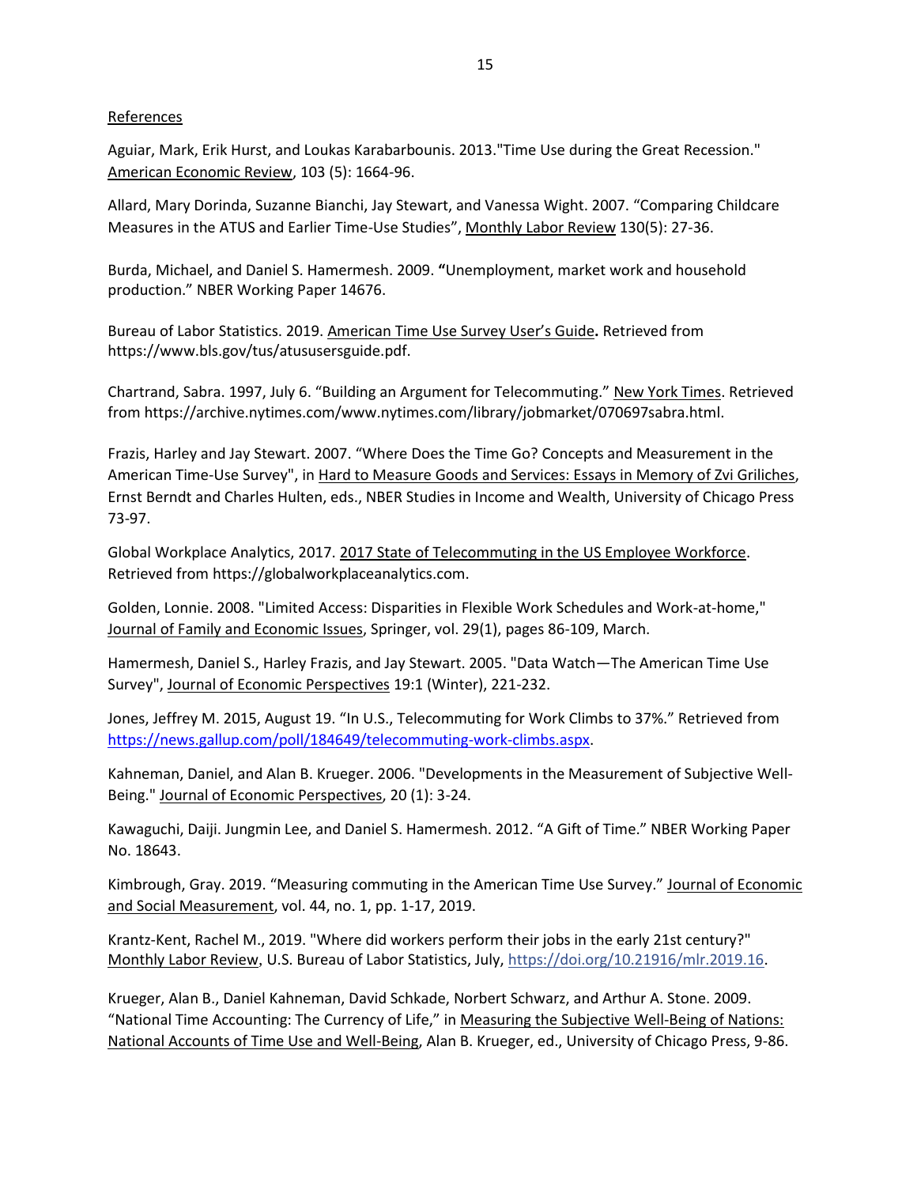References

Aguiar, Mark, Erik Hurst, and Loukas Karabarbounis. 2013."Time Use during the Great Recession." American Economic Review, 103 (5): 1664-96.

Allard, Mary Dorinda, Suzanne Bianchi, Jay Stewart, and Vanessa Wight. 2007. "Comparing Childcare Measures in the ATUS and Earlier Time-Use Studies", Monthly Labor Review 130(5): 27-36.

Burda, Michael, and Daniel S. Hamermesh. 2009. **"**Unemployment, market work and household production." NBER Working Paper 14676.

Bureau of Labor Statistics. 2019. American Time Use Survey User's Guide**.** Retrieved from https://www.bls.gov/tus/atususersguide.pdf.

Chartrand, Sabra. 1997, July 6. "Building an Argument for Telecommuting." New York Times. Retrieved from https://archive.nytimes.com/www.nytimes.com/library/jobmarket/070697sabra.html.

Frazis, Harley and Jay Stewart. 2007. "Where Does the Time Go? Concepts and Measurement in the American Time-Use Survey", in Hard to Measure Goods and Services: Essays in Memory of Zvi Griliches, Ernst Berndt and Charles Hulten, eds., NBER Studies in Income and Wealth, University of Chicago Press 73-97.

Global Workplace Analytics, 2017. 2017 State of Telecommuting in the US Employee Workforce. Retrieved from https://globalworkplaceanalytics.com.

Golden, Lonnie. 2008. "Limited Access: Disparities in Flexible Work Schedules and Work-at-home," Journal of Family and Economic Issues, Springer, vol. 29(1), pages 86-109, March.

Hamermesh, Daniel S., Harley Frazis, and Jay Stewart. 2005. "Data Watch—The American Time Use Survey", Journal of Economic Perspectives 19:1 (Winter), 221-232.

Jones, Jeffrey M. 2015, August 19. "In U.S., Telecommuting for Work Climbs to 37%." Retrieved from https://news.gallup.com/poll/184649/telecommuting-work-climbs.aspx.

Kahneman, Daniel, and Alan B. Krueger. 2006. "Developments in the Measurement of Subjective Well-Being." Journal of Economic Perspectives, 20 (1): 3-24.

Kawaguchi, Daiji. Jungmin Lee, and Daniel S. Hamermesh. 2012. "A Gift of Time." NBER Working Paper No. 18643.

Kimbrough, Gray. 2019. "Measuring commuting in the American Time Use Survey." Journal of Economic and Social Measurement, vol. 44, no. 1, pp. 1-17, 2019.

Krantz-Kent, Rachel M., 2019. "Where did workers perform their jobs in the early 21st century?" Monthly Labor Review, U.S. Bureau of Labor Statistics, July, https://doi.org/10.21916/mlr.2019.16.

Krueger, Alan B., Daniel Kahneman, David Schkade, Norbert Schwarz, and Arthur A. Stone. 2009. "National Time Accounting: The Currency of Life," in Measuring the Subjective Well-Being of Nations: National Accounts of Time Use and Well-Being, Alan B. Krueger, ed., University of Chicago Press, 9-86.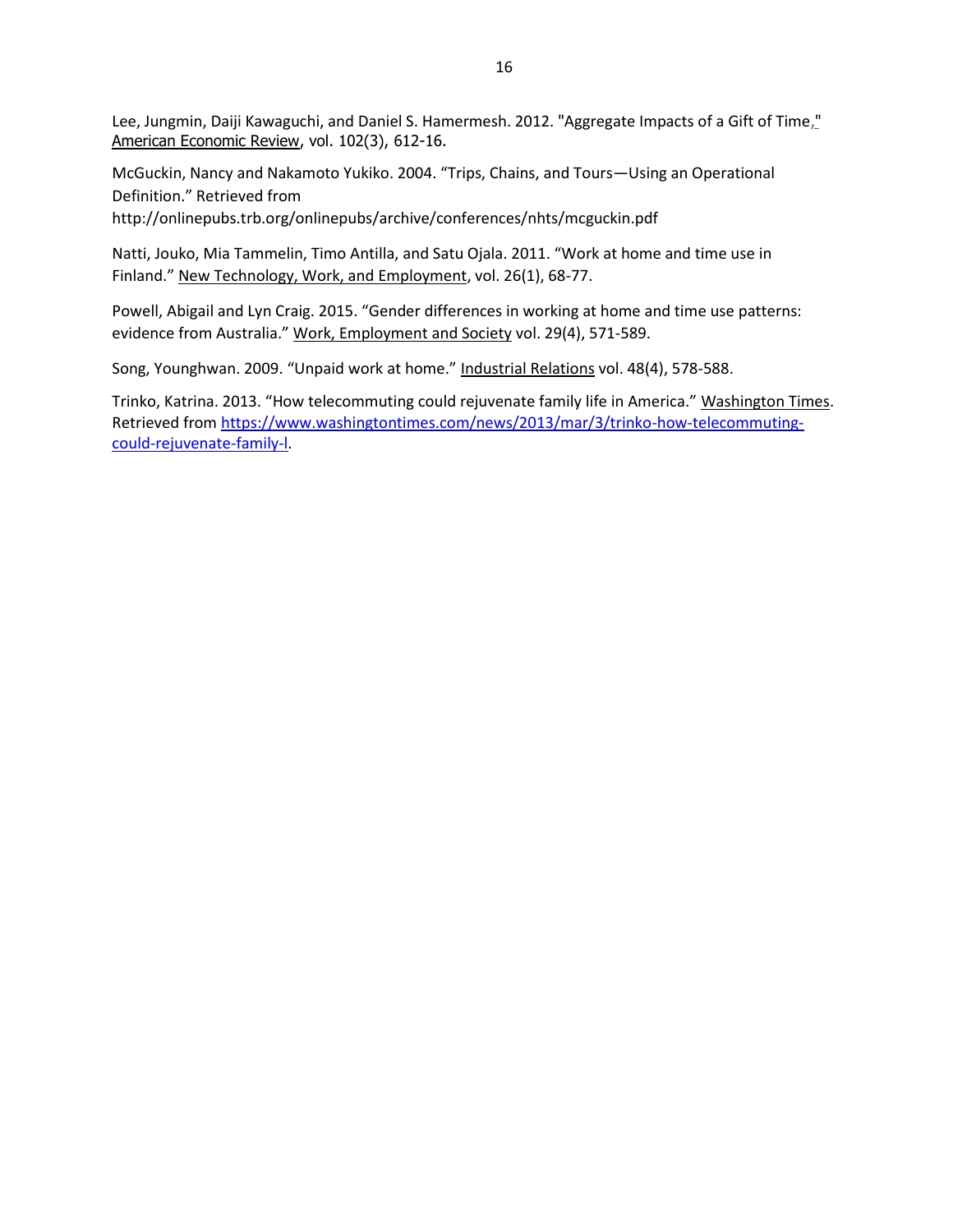Lee, Jungmin, Daiji Kawaguchi, and Daniel S. Hamermesh. 2012. "Aggregate Impacts of a Gift of Time," American Economic Review, vol. 102(3), 612-16.

McGuckin, Nancy and Nakamoto Yukiko. 2004. "Trips, Chains, and Tours—Using an Operational Definition." Retrieved from http://onlinepubs.trb.org/onlinepubs/archive/conferences/nhts/mcguckin.pdf

Natti, Jouko, Mia Tammelin, Timo Antilla, and Satu Ojala. 2011. "Work at home and time use in Finland." New Technology, Work, and Employment, vol. 26(1), 68-77.

Powell, Abigail and Lyn Craig. 2015. "Gender differences in working at home and time use patterns: evidence from Australia." Work, Employment and Society vol. 29(4), 571-589.

Song, Younghwan. 2009. "Unpaid work at home." Industrial Relations vol. 48(4), 578-588.

Trinko, Katrina. 2013. "How telecommuting could rejuvenate family life in America." Washington Times. Retrieved from https://www.washingtontimes.com/news/2013/mar/3/trinko-how-telecommuting-could-rejuvenate-family-l.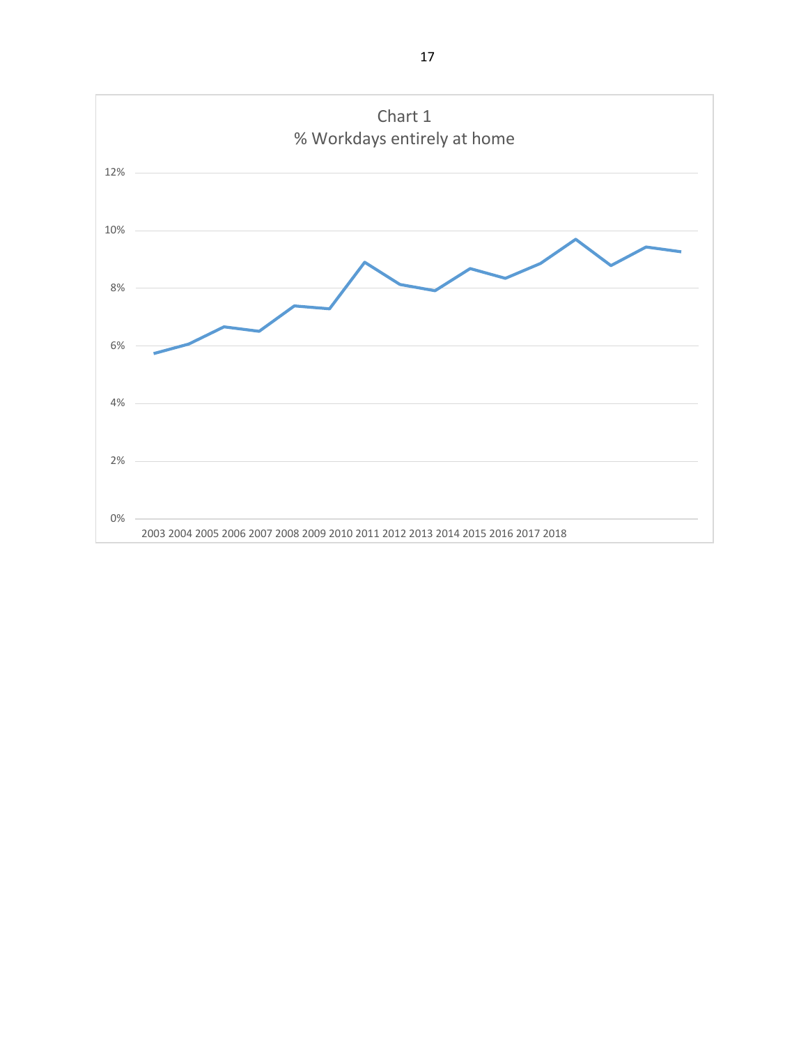Chart 1
% Workdays entirely at home

12%

10%

8%

6%

4%

2%

0%

2003 2004 2005 2006 2007 2008 2009 2010 2011 2012 2013 2014 2015 2016 2017 2018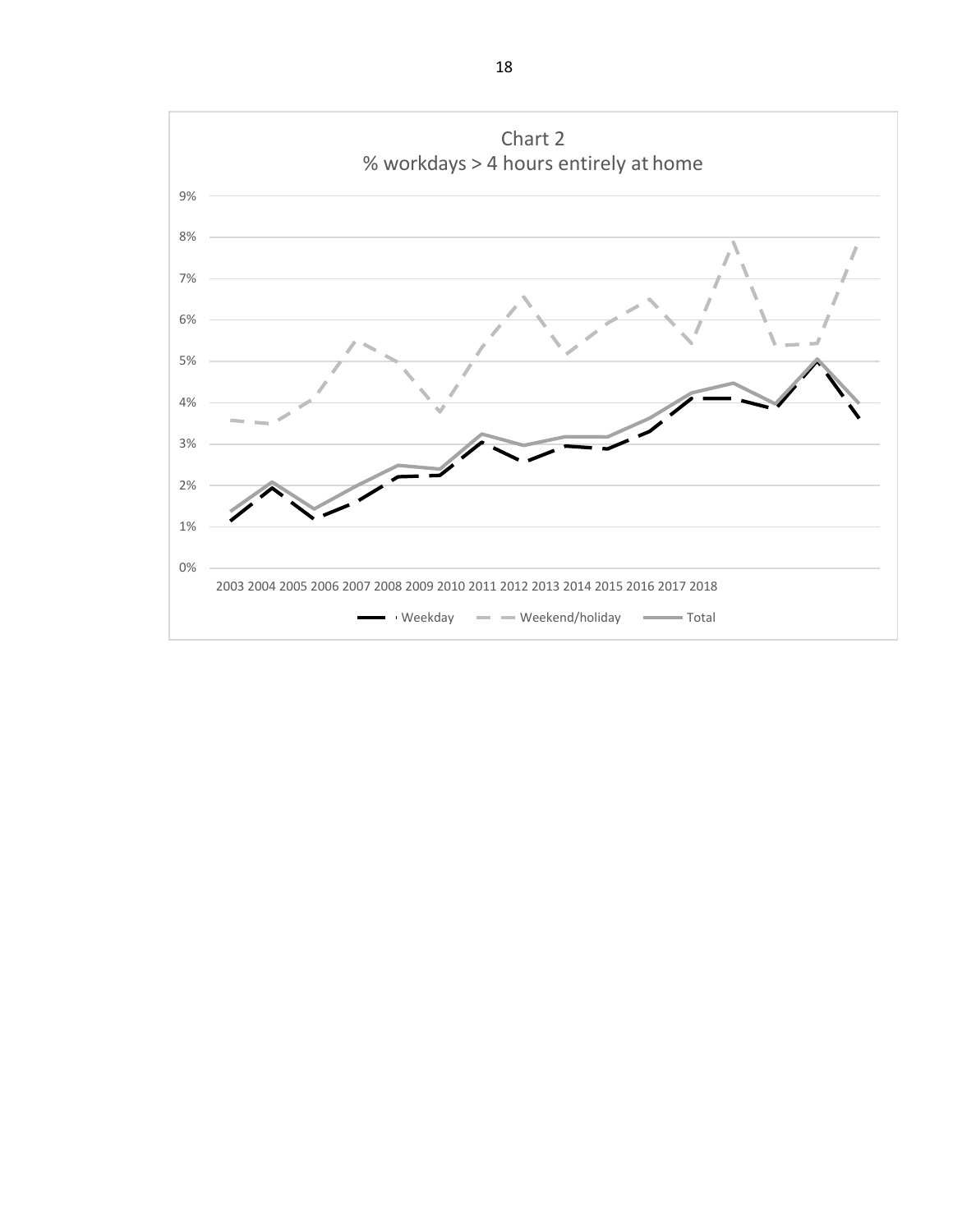Chart 2
% workdays > 4 hours entirely at home

9%
8%
7%
6%
5%
4%
3%
2%
1%
0%

2003 2004 2005 2006 2007 2008 2009 2010 2011 2012 2013 2014 2015 2016 2017 2018

Weekday  Weekend/holiday  Total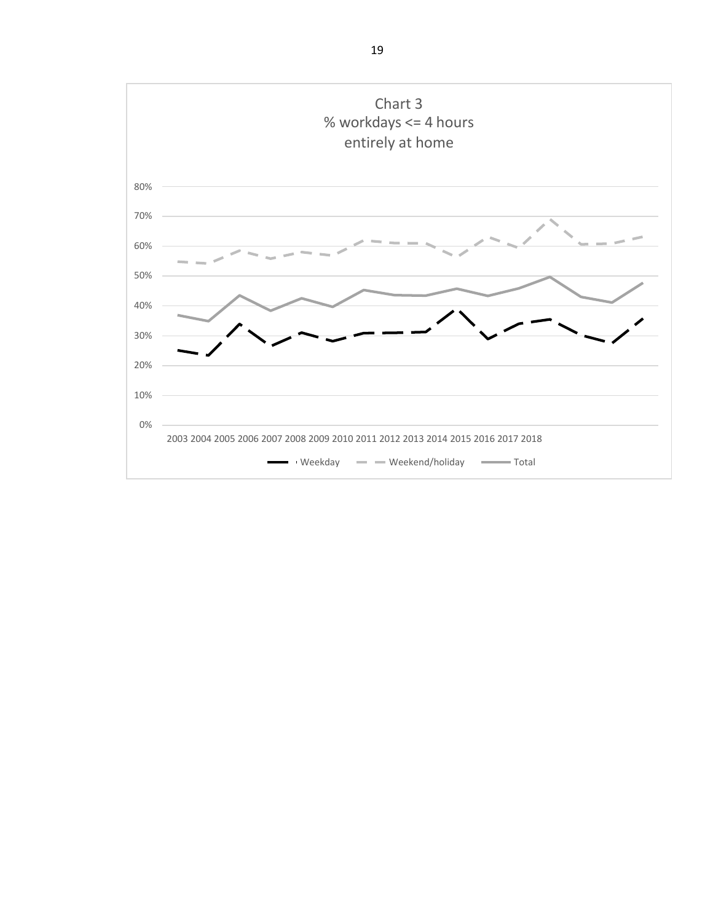Chart 3
% workdays <= 4 hours
entirely at home

80%
70%
60%
50%
40%
30%
20%
10%
0%

2003 2004 2005 2006 2007 2008 2009 2010 2011 2012 2013 2014 2015 2016 2017 2018

Weekday — Weekend/holiday — Total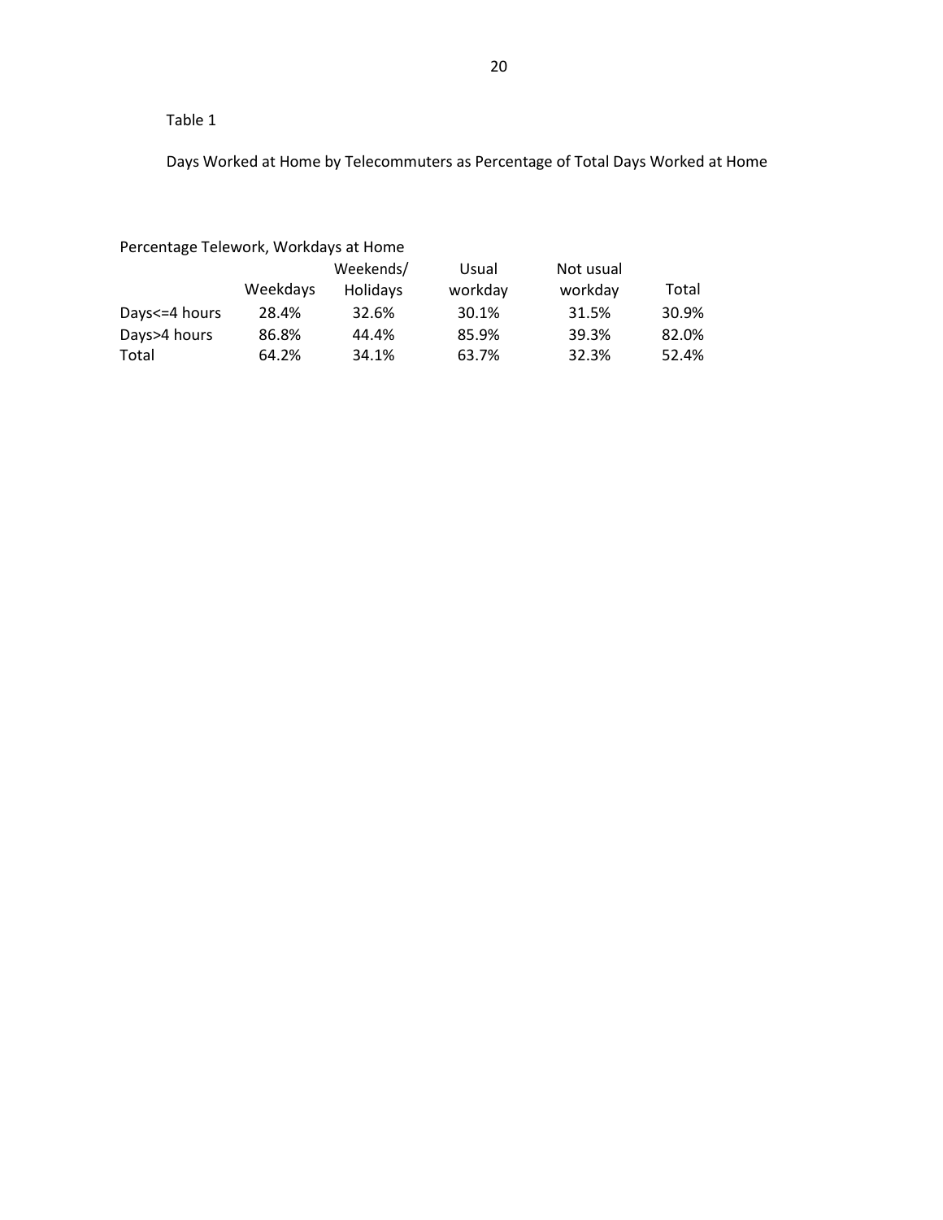Table 1

Days Worked at Home by Telecommuters as Percentage of Total Days Worked at Home

Percentage Telework, Workdays at Home

| | Weekdays | Weekends/ Holidays | Usual workday | Not usual workday | Total |
|---|---|---|---|---|---|
| Days<=4 hours | 28.4% | 32.6% | 30.1% | 31.5% | 30.9% |
| Days>4 hours | 86.8% | 44.4% | 85.9% | 39.3% | 82.0% |
| Total | 64.2% | 34.1% | 63.7% | 32.3% | 52.4% |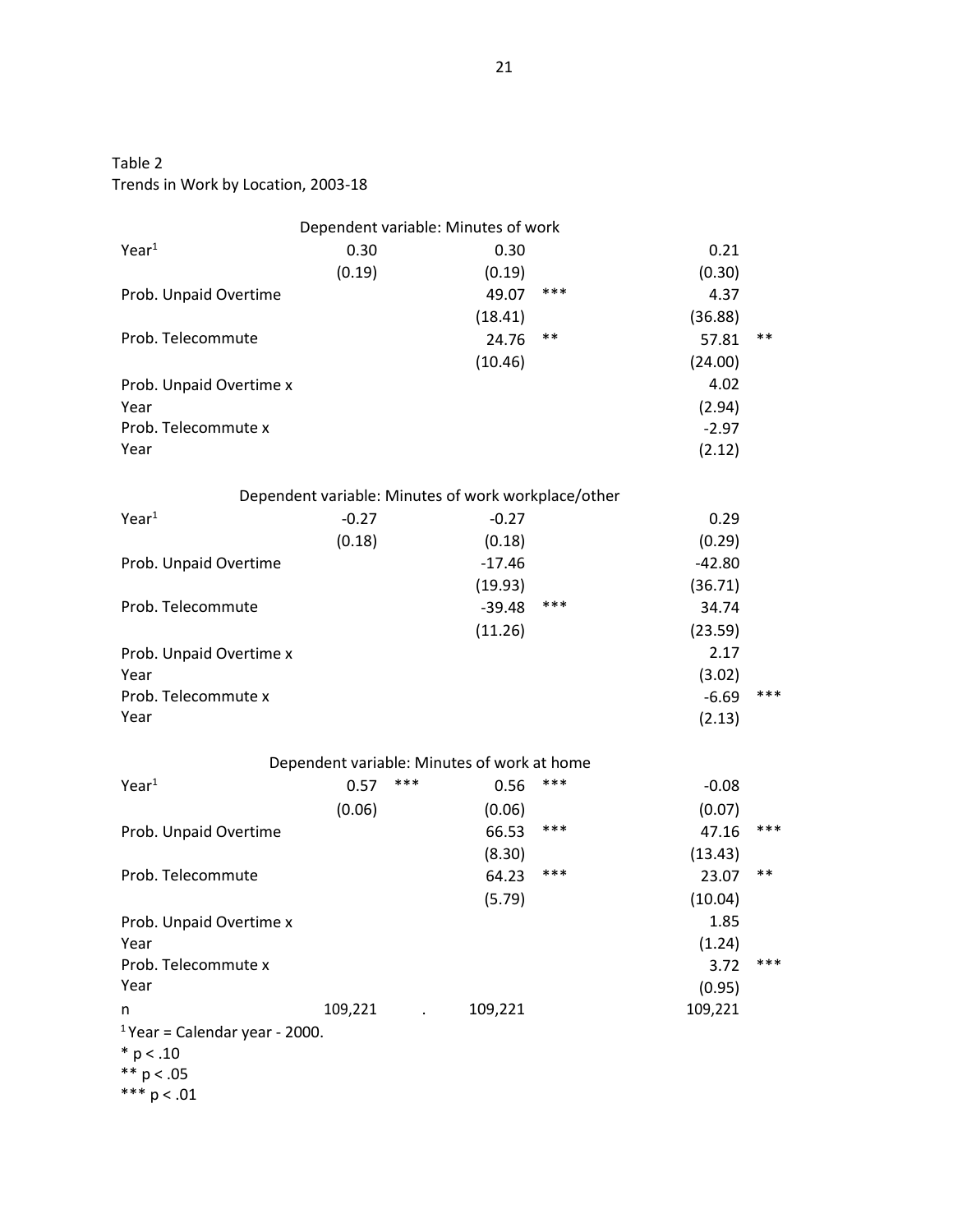Table 2
Trends in Work by Location, 2003-18

| | (1) | | (2) | | (3) | |
|---|---|---|---|---|---|---|
| **Dependent variable: Minutes of work** | | | | | | |
| Year[1] | 0.30 | | 0.30 | | 0.21 | |
| | (0.19) | | (0.19) | | (0.30) | |
| Prob. Unpaid Overtime | | | 49.07 | *** | 4.37 | |
| | | | (18.41) | | (36.88) | |
| Prob. Telecommute | | | 24.76 | ** | 57.81 | ** |
| | | | (10.46) | | (24.00) | |
| Prob. Unpaid Overtime x Year | | | | | 4.02 | |
| | | | | | (2.94) | |
| Prob. Telecommute x Year | | | | | -2.97 | |
| | | | | | (2.12) | |
| **Dependent variable: Minutes of work workplace/other** | | | | | | |
| Year[1] | -0.27 | | -0.27 | | 0.29 | |
| | (0.18) | | (0.18) | | (0.29) | |
| Prob. Unpaid Overtime | | | -17.46 | | -42.80 | |
| | | | (19.93) | | (36.71) | |
| Prob. Telecommute | | | -39.48 | *** | 34.74 | |
| | | | (11.26) | | (23.59) | |
| Prob. Unpaid Overtime x Year | | | | | 2.17 | |
| | | | | | (3.02) | |
| Prob. Telecommute x Year | | | | | -6.69 | *** |
| | | | | | (2.13) | |
| **Dependent variable: Minutes of work at home** | | | | | | |
| Year[1] | 0.57 | *** | 0.56 | *** | -0.08 | |
| | (0.06) | | (0.06) | | (0.07) | |
| Prob. Unpaid Overtime | | | 66.53 | *** | 47.16 | *** |
| | | | (8.30) | | (13.43) | |
| Prob. Telecommute | | | 64.23 | *** | 23.07 | ** |
| | | | (5.79) | | (10.04) | |
| Prob. Unpaid Overtime x Year | | | | | 1.85 | |
| | | | | | (1.24) | |
| Prob. Telecommute x Year | | | | | 3.72 | *** |
| | | | | | (0.95) | |
| n | 109,221 | . | 109,221 | | 109,221 | |

[1] Year = Calendar year - 2000.

* $p < .10$

** $p < .05$

*** $p < .01$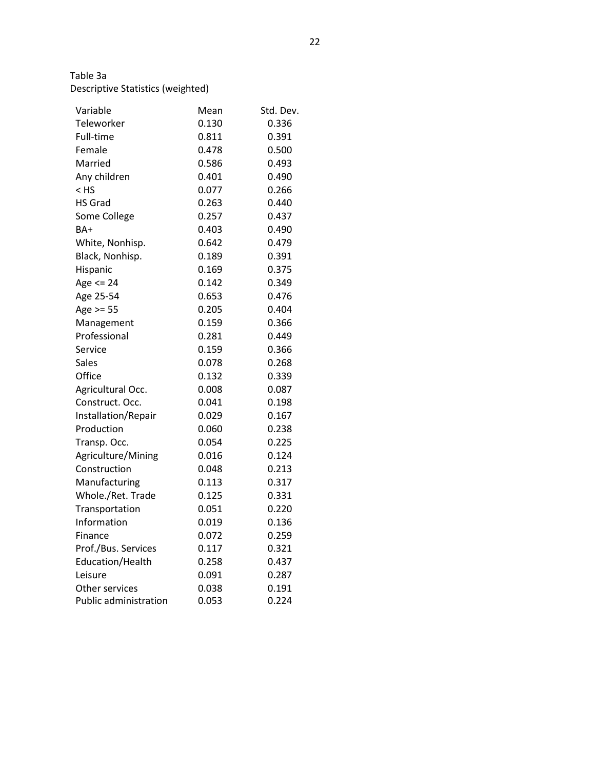Table 3a
Descriptive Statistics (weighted)

| Variable | Mean | Std. Dev. |
|---|---|---|
| Teleworker | 0.130 | 0.336 |
| Full-time | 0.811 | 0.391 |
| Female | 0.478 | 0.500 |
| Married | 0.586 | 0.493 |
| Any children | 0.401 | 0.490 |
| < HS | 0.077 | 0.266 |
| HS Grad | 0.263 | 0.440 |
| Some College | 0.257 | 0.437 |
| BA+ | 0.403 | 0.490 |
| White, Nonhisp. | 0.642 | 0.479 |
| Black, Nonhisp. | 0.189 | 0.391 |
| Hispanic | 0.169 | 0.375 |
| Age <= 24 | 0.142 | 0.349 |
| Age 25-54 | 0.653 | 0.476 |
| Age >= 55 | 0.205 | 0.404 |
| Management | 0.159 | 0.366 |
| Professional | 0.281 | 0.449 |
| Service | 0.159 | 0.366 |
| Sales | 0.078 | 0.268 |
| Office | 0.132 | 0.339 |
| Agricultural Occ. | 0.008 | 0.087 |
| Construct. Occ. | 0.041 | 0.198 |
| Installation/Repair | 0.029 | 0.167 |
| Production | 0.060 | 0.238 |
| Transp. Occ. | 0.054 | 0.225 |
| Agriculture/Mining | 0.016 | 0.124 |
| Construction | 0.048 | 0.213 |
| Manufacturing | 0.113 | 0.317 |
| Whole./Ret. Trade | 0.125 | 0.331 |
| Transportation | 0.051 | 0.220 |
| Information | 0.019 | 0.136 |
| Finance | 0.072 | 0.259 |
| Prof./Bus. Services | 0.117 | 0.321 |
| Education/Health | 0.258 | 0.437 |
| Leisure | 0.091 | 0.287 |
| Other services | 0.038 | 0.191 |
| Public administration | 0.053 | 0.224 |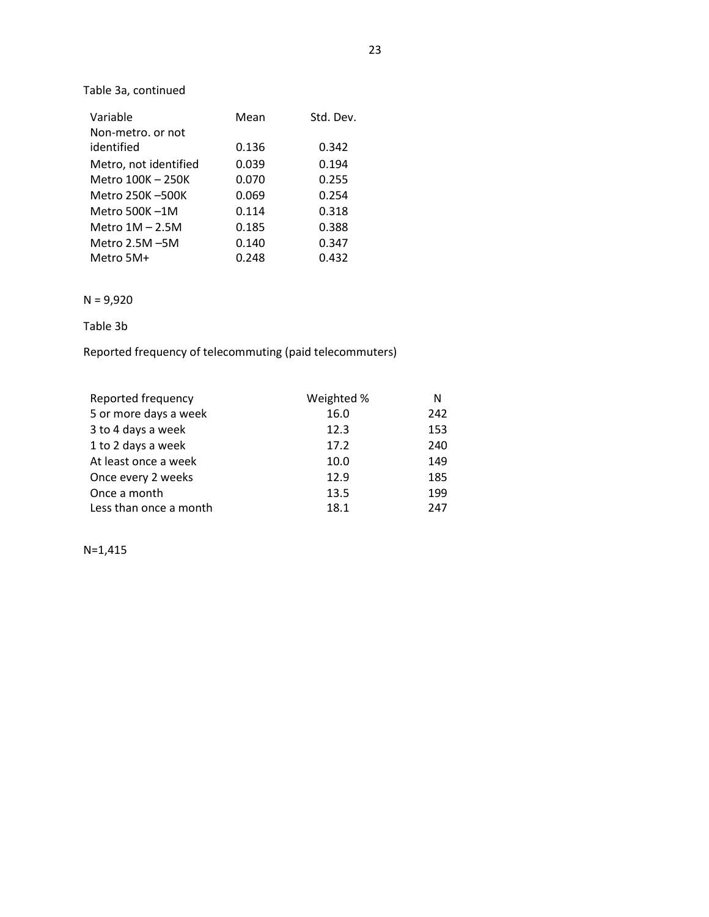Table 3a, continued

| Variable | Mean | Std. Dev. |
|---|---|---|
| Non-metro. or not identified | 0.136 | 0.342 |
| Metro, not identified | 0.039 | 0.194 |
| Metro 100K – 250K | 0.070 | 0.255 |
| Metro 250K –500K | 0.069 | 0.254 |
| Metro 500K –1M | 0.114 | 0.318 |
| Metro 1M – 2.5M | 0.185 | 0.388 |
| Metro 2.5M –5M | 0.140 | 0.347 |
| Metro 5M+ | 0.248 | 0.432 |

N = 9,920

Table 3b

Reported frequency of telecommuting (paid telecommuters)

| Reported frequency | Weighted % | N |
|---|---|---|
| 5 or more days a week | 16.0 | 242 |
| 3 to 4 days a week | 12.3 | 153 |
| 1 to 2 days a week | 17.2 | 240 |
| At least once a week | 10.0 | 149 |
| Once every 2 weeks | 12.9 | 185 |
| Once a month | 13.5 | 199 |
| Less than once a month | 18.1 | 247 |

N=1,415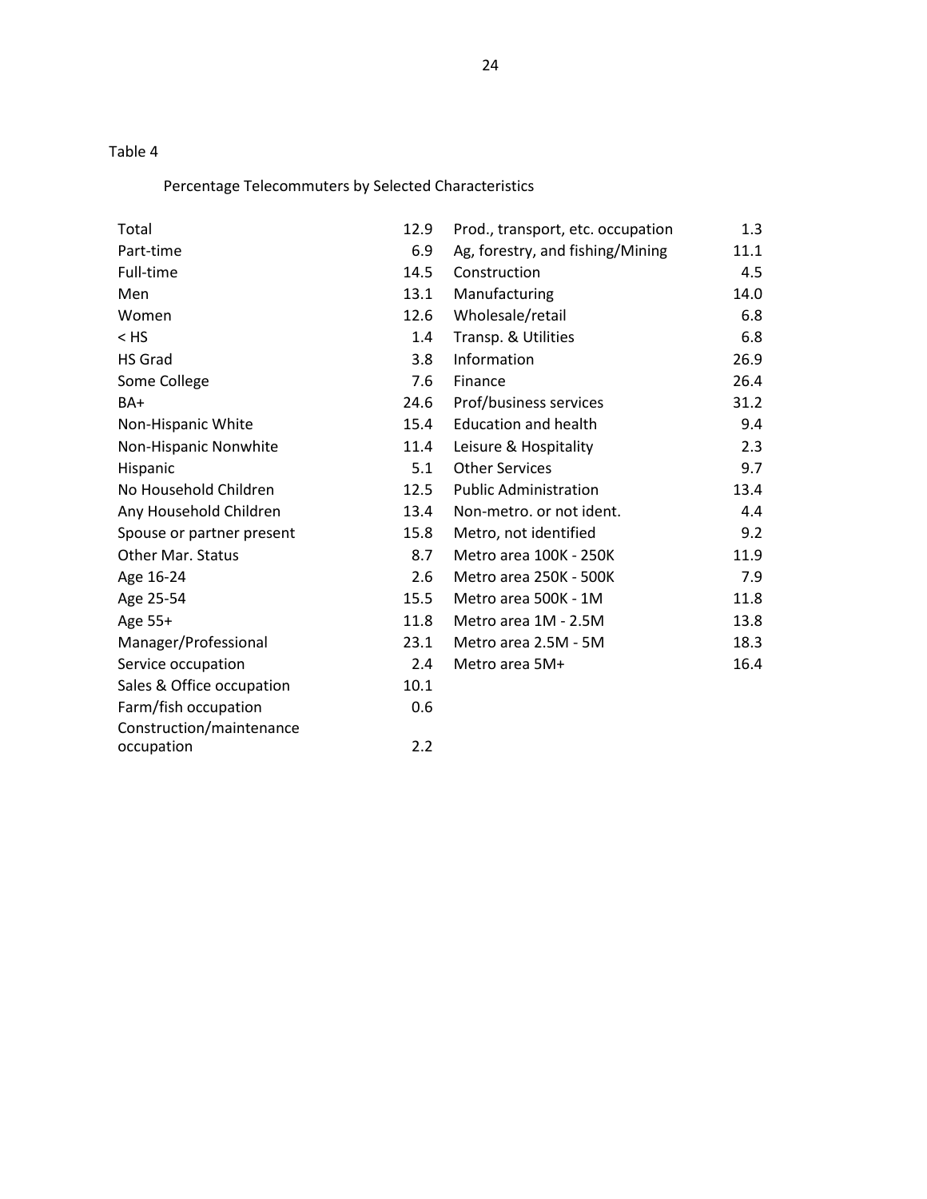Table 4

Percentage Telecommuters by Selected Characteristics

| Characteristic | % | Characteristic | % |
|---|---|---|---|
| Total | 12.9 | Prod., transport, etc. occupation | 1.3 |
| Part-time | 6.9 | Ag, forestry, and fishing/Mining | 11.1 |
| Full-time | 14.5 | Construction | 4.5 |
| Men | 13.1 | Manufacturing | 14.0 |
| Women | 12.6 | Wholesale/retail | 6.8 |
| < HS | 1.4 | Transp. & Utilities | 6.8 |
| HS Grad | 3.8 | Information | 26.9 |
| Some College | 7.6 | Finance | 26.4 |
| BA+ | 24.6 | Prof/business services | 31.2 |
| Non-Hispanic White | 15.4 | Education and health | 9.4 |
| Non-Hispanic Nonwhite | 11.4 | Leisure & Hospitality | 2.3 |
| Hispanic | 5.1 | Other Services | 9.7 |
| No Household Children | 12.5 | Public Administration | 13.4 |
| Any Household Children | 13.4 | Non-metro. or not ident. | 4.4 |
| Spouse or partner present | 15.8 | Metro, not identified | 9.2 |
| Other Mar. Status | 8.7 | Metro area 100K - 250K | 11.9 |
| Age 16-24 | 2.6 | Metro area 250K - 500K | 7.9 |
| Age 25-54 | 15.5 | Metro area 500K - 1M | 11.8 |
| Age 55+ | 11.8 | Metro area 1M - 2.5M | 13.8 |
| Manager/Professional | 23.1 | Metro area 2.5M - 5M | 18.3 |
| Service occupation | 2.4 | Metro area 5M+ | 16.4 |
| Sales & Office occupation | 10.1 | | |
| Farm/fish occupation | 0.6 | | |
| Construction/maintenance occupation | 2.2 | | |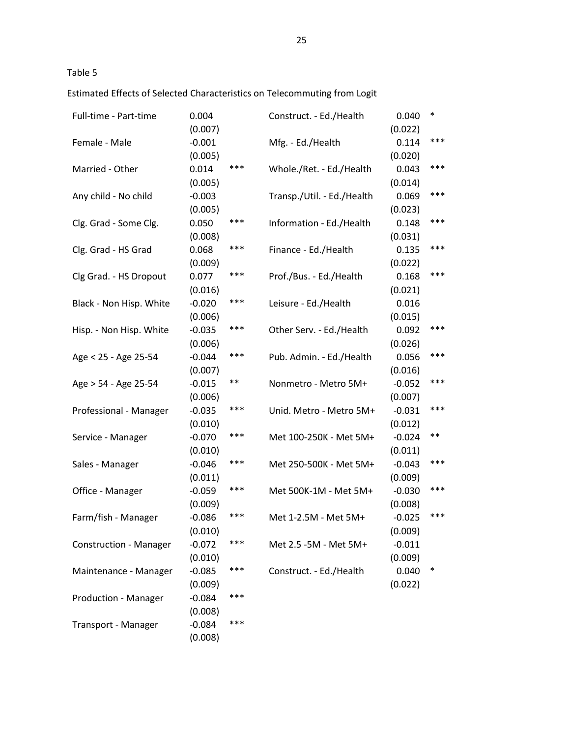Table 5

Estimated Effects of Selected Characteristics on Telecommuting from Logit

| | | | | | |
|---|---|---|---|---|---|
| Full-time - Part-time | 0.004 | | Construct. - Ed./Health | 0.040 | * |
| | (0.007) | | | (0.022) | |
| Female - Male | -0.001 | | Mfg. - Ed./Health | 0.114 | *** |
| | (0.005) | | | (0.020) | |
| Married - Other | 0.014 | *** | Whole./Ret. - Ed./Health | 0.043 | *** |
| | (0.005) | | | (0.014) | |
| Any child - No child | -0.003 | | Transp./Util. - Ed./Health | 0.069 | *** |
| | (0.005) | | | (0.023) | |
| Clg. Grad - Some Clg. | 0.050 | *** | Information - Ed./Health | 0.148 | *** |
| | (0.008) | | | (0.031) | |
| Clg. Grad - HS Grad | 0.068 | *** | Finance - Ed./Health | 0.135 | *** |
| | (0.009) | | | (0.022) | |
| Clg Grad. - HS Dropout | 0.077 | *** | Prof./Bus. - Ed./Health | 0.168 | *** |
| | (0.016) | | | (0.021) | |
| Black - Non Hisp. White | -0.020 | *** | Leisure - Ed./Health | 0.016 | |
| | (0.006) | | | (0.015) | |
| Hisp. - Non Hisp. White | -0.035 | *** | Other Serv. - Ed./Health | 0.092 | *** |
| | (0.006) | | | (0.026) | |
| Age < 25 - Age 25-54 | -0.044 | *** | Pub. Admin. - Ed./Health | 0.056 | *** |
| | (0.007) | | | (0.016) | |
| Age > 54 - Age 25-54 | -0.015 | ** | Nonmetro - Metro 5M+ | -0.052 | *** |
| | (0.006) | | | (0.007) | |
| Professional - Manager | -0.035 | *** | Unid. Metro - Metro 5M+ | -0.031 | *** |
| | (0.010) | | | (0.012) | |
| Service - Manager | -0.070 | *** | Met 100-250K - Met 5M+ | -0.024 | ** |
| | (0.010) | | | (0.011) | |
| Sales - Manager | -0.046 | *** | Met 250-500K - Met 5M+ | -0.043 | *** |
| | (0.011) | | | (0.009) | |
| Office - Manager | -0.059 | *** | Met 500K-1M - Met 5M+ | -0.030 | *** |
| | (0.009) | | | (0.008) | |
| Farm/fish - Manager | -0.086 | *** | Met 1-2.5M - Met 5M+ | -0.025 | *** |
| | (0.010) | | | (0.009) | |
| Construction - Manager | -0.072 | *** | Met 2.5 -5M - Met 5M+ | -0.011 | |
| | (0.010) | | | (0.009) | |
| Maintenance - Manager | -0.085 | *** | Construct. - Ed./Health | 0.040 | * |
| | (0.009) | | | (0.022) | |
| Production - Manager | -0.084 | *** | | | |
| | (0.008) | | | | |
| Transport - Manager | -0.084 | *** | | | |
| | (0.008) | | | | |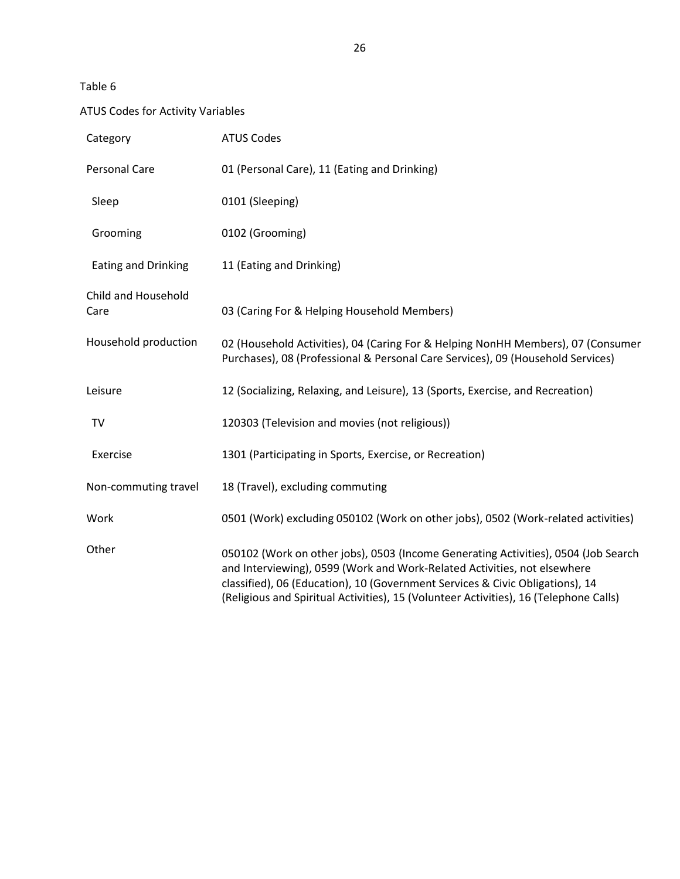Table 6

ATUS Codes for Activity Variables

| Category | ATUS Codes |
| --- | --- |
| Personal Care | 01 (Personal Care), 11 (Eating and Drinking) |
| Sleep | 0101 (Sleeping) |
| Grooming | 0102 (Grooming) |
| Eating and Drinking | 11 (Eating and Drinking) |
| Child and Household Care | 03 (Caring For & Helping Household Members) |
| Household production | 02 (Household Activities), 04 (Caring For & Helping NonHH Members), 07 (Consumer Purchases), 08 (Professional & Personal Care Services), 09 (Household Services) |
| Leisure | 12 (Socializing, Relaxing, and Leisure), 13 (Sports, Exercise, and Recreation) |
| TV | 120303 (Television and movies (not religious)) |
| Exercise | 1301 (Participating in Sports, Exercise, or Recreation) |
| Non-commuting travel | 18 (Travel), excluding commuting |
| Work | 0501 (Work) excluding 050102 (Work on other jobs), 0502 (Work-related activities) |
| Other | 050102 (Work on other jobs), 0503 (Income Generating Activities), 0504 (Job Search and Interviewing), 0599 (Work and Work-Related Activities, not elsewhere classified), 06 (Education), 10 (Government Services & Civic Obligations), 14 (Religious and Spiritual Activities), 15 (Volunteer Activities), 16 (Telephone Calls) |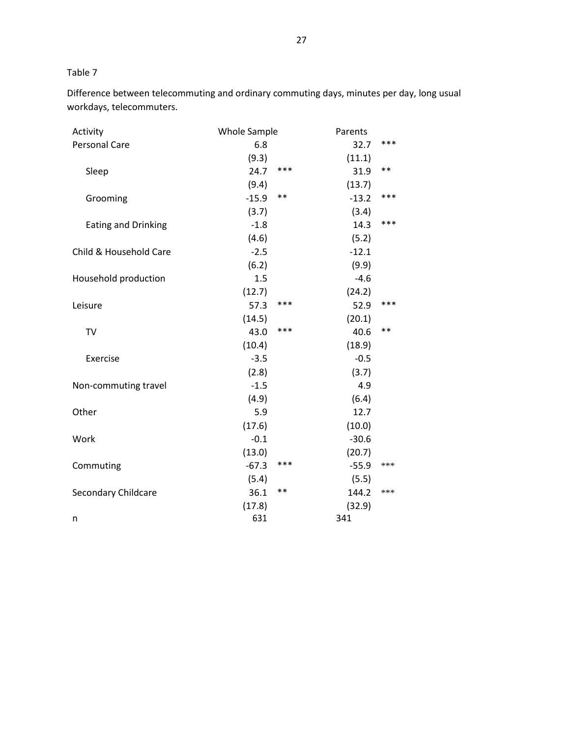Table 7

Difference between telecommuting and ordinary commuting days, minutes per day, long usual workdays, telecommuters.

| Activity | Whole Sample | | Parents | |
|---|---|---|---|---|
| Personal Care | 6.8 | | 32.7 | *** |
| | (9.3) | | (11.1) | |
| Sleep | 24.7 | *** | 31.9 | ** |
| | (9.4) | | (13.7) | |
| Grooming | -15.9 | ** | -13.2 | *** |
| | (3.7) | | (3.4) | |
| Eating and Drinking | -1.8 | | 14.3 | *** |
| | (4.6) | | (5.2) | |
| Child & Household Care | -2.5 | | -12.1 | |
| | (6.2) | | (9.9) | |
| Household production | 1.5 | | -4.6 | |
| | (12.7) | | (24.2) | |
| Leisure | 57.3 | *** | 52.9 | *** |
| | (14.5) | | (20.1) | |
| TV | 43.0 | *** | 40.6 | ** |
| | (10.4) | | (18.9) | |
| Exercise | -3.5 | | -0.5 | |
| | (2.8) | | (3.7) | |
| Non-commuting travel | -1.5 | | 4.9 | |
| | (4.9) | | (6.4) | |
| Other | 5.9 | | 12.7 | |
| | (17.6) | | (10.0) | |
| Work | -0.1 | | -30.6 | |
| | (13.0) | | (20.7) | |
| Commuting | -67.3 | *** | -55.9 | *** |
| | (5.4) | | (5.5) | |
| Secondary Childcare | 36.1 | ** | 144.2 | *** |
| | (17.8) | | (32.9) | |
| n | 631 | | 341 | |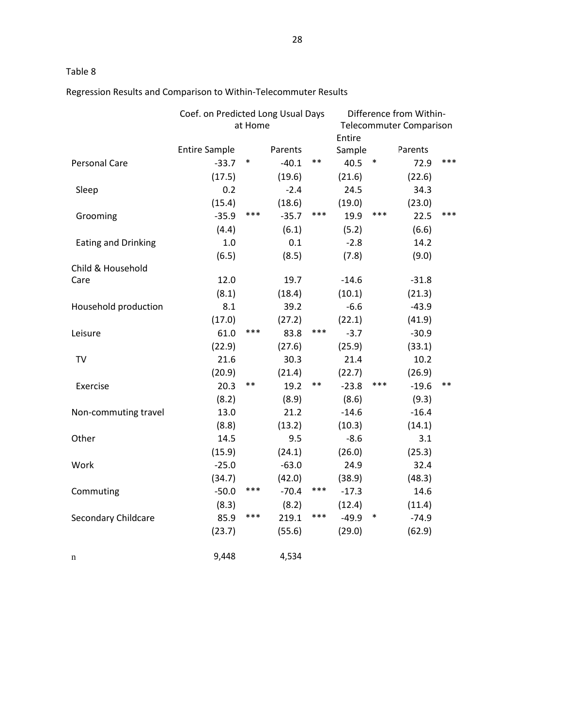Table 8

Regression Results and Comparison to Within-Telecommuter Results

| | Coef. on Predicted Long Usual Days at Home | | | | Difference from Within-Telecommuter Comparison | | | |
|---|---|---|---|---|---|---|---|---|
| | Entire Sample | | Parents | | Entire Sample | | Parents | |
| Personal Care | -33.7 | * | -40.1 | ** | 40.5 | * | 72.9 | *** |
| | (17.5) | | (19.6) | | (21.6) | | (22.6) | |
| Sleep | 0.2 | | -2.4 | | 24.5 | | 34.3 | |
| | (15.4) | | (18.6) | | (19.0) | | (23.0) | |
| Grooming | -35.9 | *** | -35.7 | *** | 19.9 | *** | 22.5 | *** |
| | (4.4) | | (6.1) | | (5.2) | | (6.6) | |
| Eating and Drinking | 1.0 | | 0.1 | | -2.8 | | 14.2 | |
| | (6.5) | | (8.5) | | (7.8) | | (9.0) | |
| Child & Household Care | 12.0 | | 19.7 | | -14.6 | | -31.8 | |
| | (8.1) | | (18.4) | | (10.1) | | (21.3) | |
| Household production | 8.1 | | 39.2 | | -6.6 | | -43.9 | |
| | (17.0) | | (27.2) | | (22.1) | | (41.9) | |
| Leisure | 61.0 | *** | 83.8 | *** | -3.7 | | -30.9 | |
| | (22.9) | | (27.6) | | (25.9) | | (33.1) | |
| TV | 21.6 | | 30.3 | | 21.4 | | 10.2 | |
| | (20.9) | | (21.4) | | (22.7) | | (26.9) | |
| Exercise | 20.3 | ** | 19.2 | ** | -23.8 | *** | -19.6 | ** |
| | (8.2) | | (8.9) | | (8.6) | | (9.3) | |
| Non-commuting travel | 13.0 | | 21.2 | | -14.6 | | -16.4 | |
| | (8.8) | | (13.2) | | (10.3) | | (14.1) | |
| Other | 14.5 | | 9.5 | | -8.6 | | 3.1 | |
| | (15.9) | | (24.1) | | (26.0) | | (25.3) | |
| Work | -25.0 | | -63.0 | | 24.9 | | 32.4 | |
| | (34.7) | | (42.0) | | (38.9) | | (48.3) | |
| Commuting | -50.0 | *** | -70.4 | *** | -17.3 | | 14.6 | |
| | (8.3) | | (8.2) | | (12.4) | | (11.4) | |
| Secondary Childcare | 85.9 | *** | 219.1 | *** | -49.9 | * | -74.9 | |
| | (23.7) | | (55.6) | | (29.0) | | (62.9) | |
| n | 9,448 | | 4,534 | | | | | |